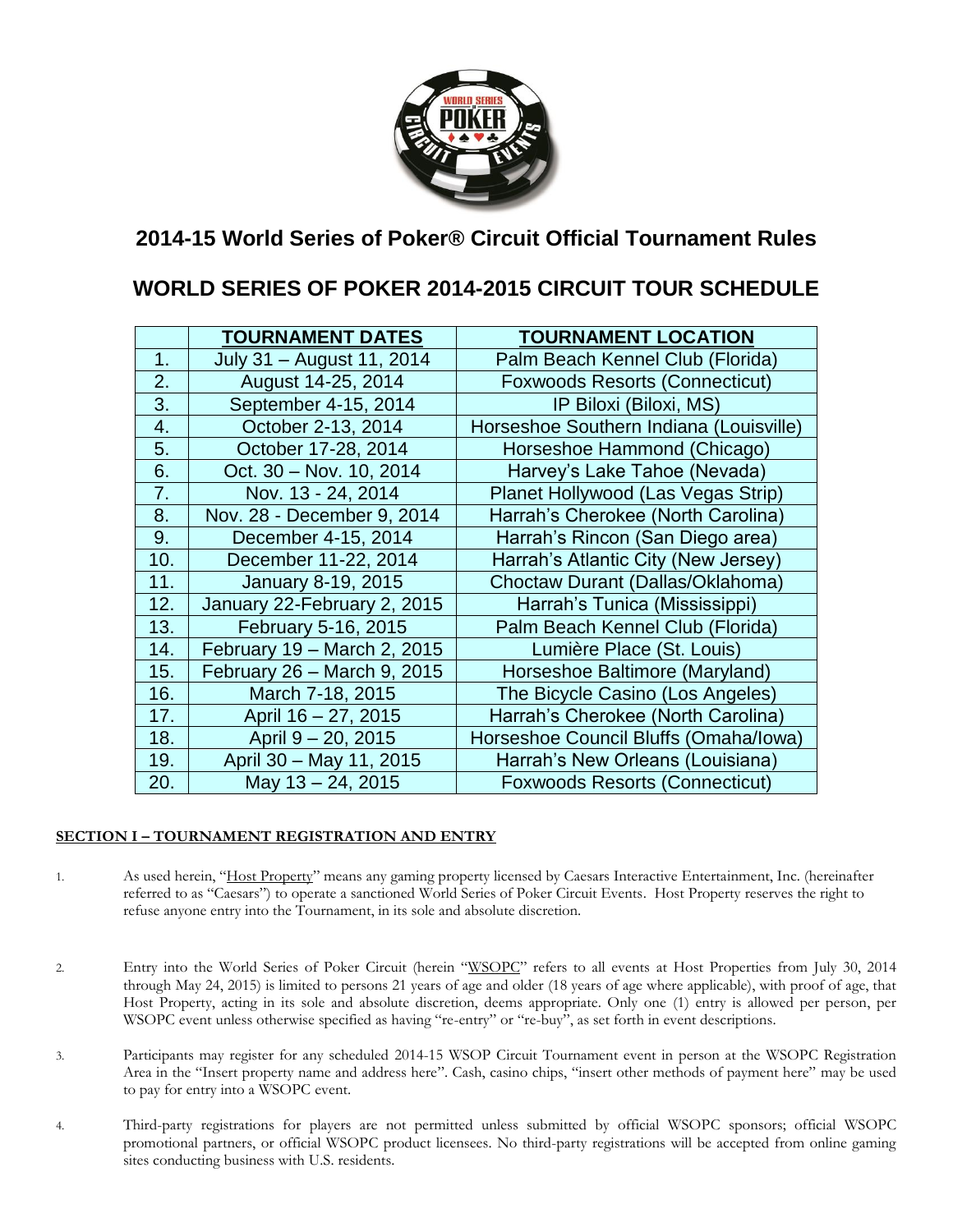## 2014-15 World Series of Poker® Circuit Official Tournament Rules

## WORLD SERIES OF POKER 2014-2015 CIRCUIT TOUR SCHEDULE

| | TOURNAMENT DATES | TOURNAMENT LOCATION |
|---|---|---|
| 1. | July 31 – August 11, 2014 | Palm Beach Kennel Club (Florida) |
| 2. | August 14-25, 2014 | Foxwoods Resorts (Connecticut) |
| 3. | September 4-15, 2014 | IP Biloxi (Biloxi, MS) |
| 4. | October 2-13, 2014 | Horseshoe Southern Indiana (Louisville) |
| 5. | October 17-28, 2014 | Horseshoe Hammond (Chicago) |
| 6. | Oct. 30 – Nov. 10, 2014 | Harvey's Lake Tahoe (Nevada) |
| 7. | Nov. 13 - 24, 2014 | Planet Hollywood (Las Vegas Strip) |
| 8. | Nov. 28 - December 9, 2014 | Harrah's Cherokee (North Carolina) |
| 9. | December 4-15, 2014 | Harrah's Rincon (San Diego area) |
| 10. | December 11-22, 2014 | Harrah's Atlantic City (New Jersey) |
| 11. | January 8-19, 2015 | Choctaw Durant (Dallas/Oklahoma) |
| 12. | January 22-February 2, 2015 | Harrah's Tunica (Mississippi) |
| 13. | February 5-16, 2015 | Palm Beach Kennel Club (Florida) |
| 14. | February 19 – March 2, 2015 | Lumière Place (St. Louis) |
| 15. | February 26 – March 9, 2015 | Horseshoe Baltimore (Maryland) |
| 16. | March 7-18, 2015 | The Bicycle Casino (Los Angeles) |
| 17. | April 16 – 27, 2015 | Harrah's Cherokee (North Carolina) |
| 18. | April 9 – 20, 2015 | Horseshoe Council Bluffs (Omaha/Iowa) |
| 19. | April 30 – May 11, 2015 | Harrah's New Orleans (Louisiana) |
| 20. | May 13 – 24, 2015 | Foxwoods Resorts (Connecticut) |

**SECTION I – TOURNAMENT REGISTRATION AND ENTRY**

1. As used herein, "Host Property" means any gaming property licensed by Caesars Interactive Entertainment, Inc. (hereinafter referred to as "Caesars") to operate a sanctioned World Series of Poker Circuit Events. Host Property reserves the right to refuse anyone entry into the Tournament, in its sole and absolute discretion.

2. Entry into the World Series of Poker Circuit (herein "WSOPC" refers to all events at Host Properties from July 30, 2014 through May 24, 2015) is limited to persons 21 years of age and older (18 years of age where applicable), with proof of age, that Host Property, acting in its sole and absolute discretion, deems appropriate. Only one (1) entry is allowed per person, per WSOPC event unless otherwise specified as having "re-entry" or "re-buy", as set forth in event descriptions.

3. Participants may register for any scheduled 2014-15 WSOP Circuit Tournament event in person at the WSOPC Registration Area in the "Insert property name and address here". Cash, casino chips, "insert other methods of payment here" may be used to pay for entry into a WSOPC event.

4. Third-party registrations for players are not permitted unless submitted by official WSOPC sponsors; official WSOPC promotional partners, or official WSOPC product licensees. No third-party registrations will be accepted from online gaming sites conducting business with U.S. residents.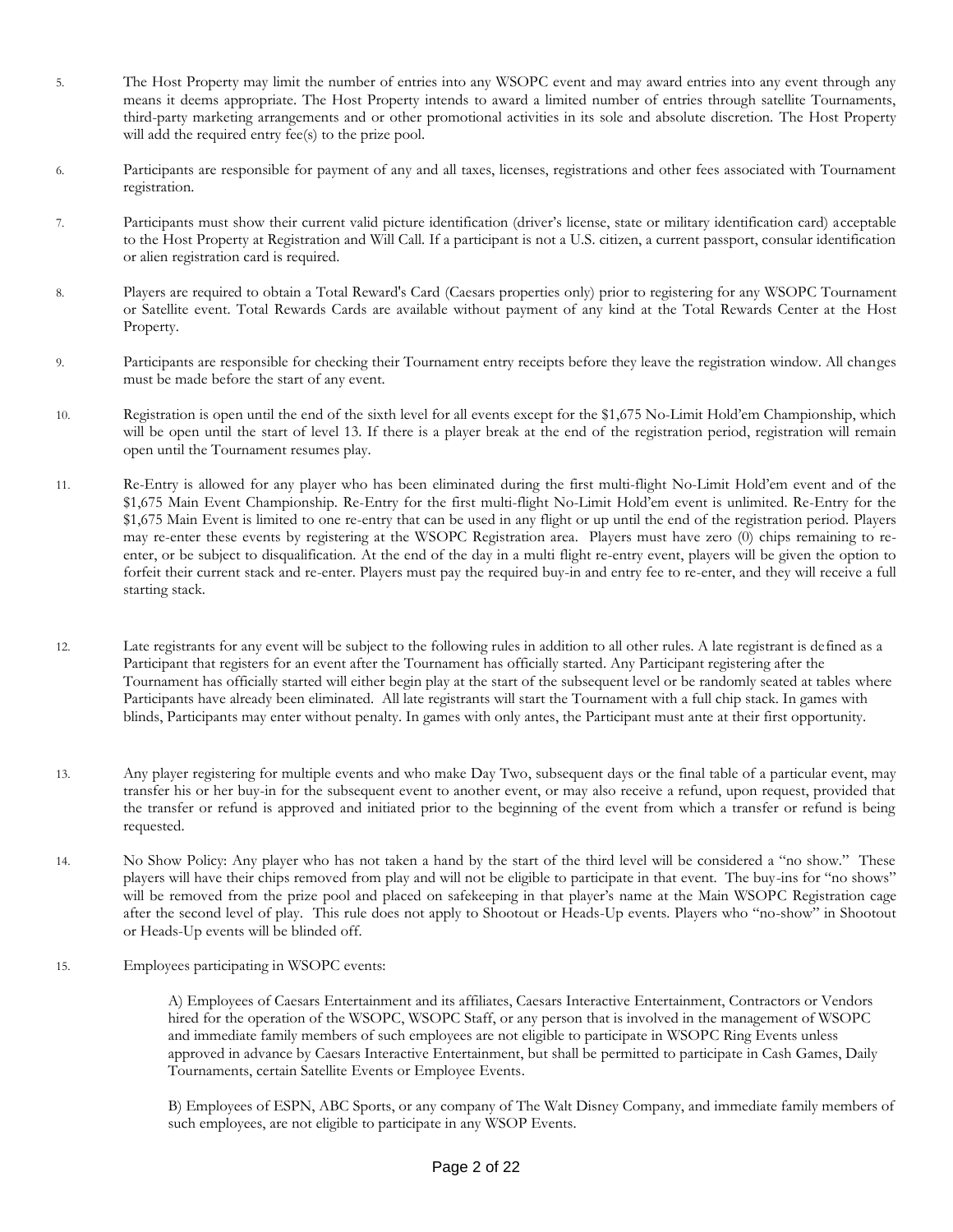5. The Host Property may limit the number of entries into any WSOPC event and may award entries into any event through any means it deems appropriate. The Host Property intends to award a limited number of entries through satellite Tournaments, third-party marketing arrangements and or other promotional activities in its sole and absolute discretion. The Host Property will add the required entry fee(s) to the prize pool.

6. Participants are responsible for payment of any and all taxes, licenses, registrations and other fees associated with Tournament registration.

7. Participants must show their current valid picture identification (driver's license, state or military identification card) acceptable to the Host Property at Registration and Will Call. If a participant is not a U.S. citizen, a current passport, consular identification or alien registration card is required.

8. Players are required to obtain a Total Reward's Card (Caesars properties only) prior to registering for any WSOPC Tournament or Satellite event. Total Rewards Cards are available without payment of any kind at the Total Rewards Center at the Host Property.

9. Participants are responsible for checking their Tournament entry receipts before they leave the registration window. All changes must be made before the start of any event.

10. Registration is open until the end of the sixth level for all events except for the $1,675 No-Limit Hold'em Championship, which will be open until the start of level 13. If there is a player break at the end of the registration period, registration will remain open until the Tournament resumes play.

11. Re-Entry is allowed for any player who has been eliminated during the first multi-flight No-Limit Hold'em event and of the $1,675 Main Event Championship. Re-Entry for the first multi-flight No-Limit Hold'em event is unlimited. Re-Entry for the $1,675 Main Event is limited to one re-entry that can be used in any flight or up until the end of the registration period. Players may re-enter these events by registering at the WSOPC Registration area. Players must have zero (0) chips remaining to re-enter, or be subject to disqualification. At the end of the day in a multi flight re-entry event, players will be given the option to forfeit their current stack and re-enter. Players must pay the required buy-in and entry fee to re-enter, and they will receive a full starting stack.

12. Late registrants for any event will be subject to the following rules in addition to all other rules. A late registrant is defined as a Participant that registers for an event after the Tournament has officially started. Any Participant registering after the Tournament has officially started will either begin play at the start of the subsequent level or be randomly seated at tables where Participants have already been eliminated. All late registrants will start the Tournament with a full chip stack. In games with blinds, Participants may enter without penalty. In games with only antes, the Participant must ante at their first opportunity.

13. Any player registering for multiple events and who make Day Two, subsequent days or the final table of a particular event, may transfer his or her buy-in for the subsequent event to another event, or may also receive a refund, upon request, provided that the transfer or refund is approved and initiated prior to the beginning of the event from which a transfer or refund is being requested.

14. No Show Policy: Any player who has not taken a hand by the start of the third level will be considered a "no show." These players will have their chips removed from play and will not be eligible to participate in that event. The buy-ins for "no shows" will be removed from the prize pool and placed on safekeeping in that player's name at the Main WSOPC Registration cage after the second level of play. This rule does not apply to Shootout or Heads-Up events. Players who "no-show" in Shootout or Heads-Up events will be blinded off.

15. Employees participating in WSOPC events:

    A) Employees of Caesars Entertainment and its affiliates, Caesars Interactive Entertainment, Contractors or Vendors hired for the operation of the WSOPC, WSOPC Staff, or any person that is involved in the management of WSOPC and immediate family members of such employees are not eligible to participate in WSOPC Ring Events unless approved in advance by Caesars Interactive Entertainment, but shall be permitted to participate in Cash Games, Daily Tournaments, certain Satellite Events or Employee Events.

    B) Employees of ESPN, ABC Sports, or any company of The Walt Disney Company, and immediate family members of such employees, are not eligible to participate in any WSOP Events.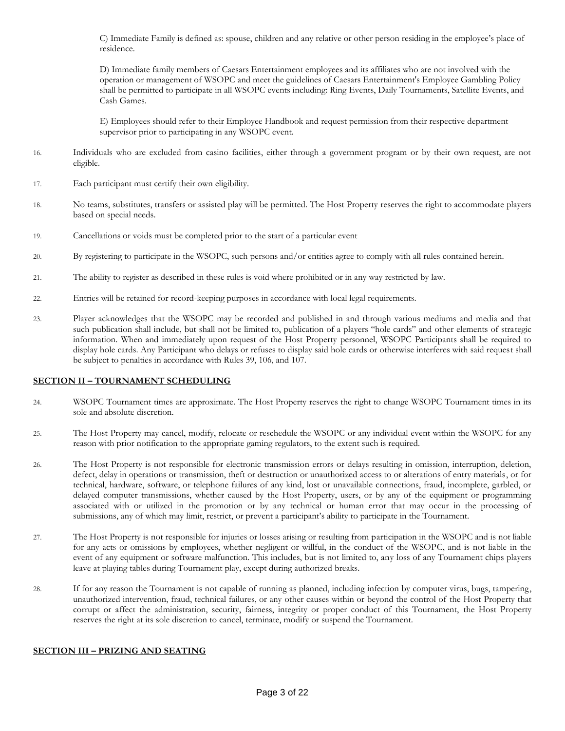C) Immediate Family is defined as: spouse, children and any relative or other person residing in the employee's place of residence.

D) Immediate family members of Caesars Entertainment employees and its affiliates who are not involved with the operation or management of WSOPC and meet the guidelines of Caesars Entertainment's Employee Gambling Policy shall be permitted to participate in all WSOPC events including: Ring Events, Daily Tournaments, Satellite Events, and Cash Games.

E) Employees should refer to their Employee Handbook and request permission from their respective department supervisor prior to participating in any WSOPC event.

16. Individuals who are excluded from casino facilities, either through a government program or by their own request, are not eligible.

17. Each participant must certify their own eligibility.

18. No teams, substitutes, transfers or assisted play will be permitted. The Host Property reserves the right to accommodate players based on special needs.

19. Cancellations or voids must be completed prior to the start of a particular event

20. By registering to participate in the WSOPC, such persons and/or entities agree to comply with all rules contained herein.

21. The ability to register as described in these rules is void where prohibited or in any way restricted by law.

22. Entries will be retained for record-keeping purposes in accordance with local legal requirements.

23. Player acknowledges that the WSOPC may be recorded and published in and through various mediums and media and that such publication shall include, but shall not be limited to, publication of a players "hole cards" and other elements of strategic information. When and immediately upon request of the Host Property personnel, WSOPC Participants shall be required to display hole cards. Any Participant who delays or refuses to display said hole cards or otherwise interferes with said request shall be subject to penalties in accordance with Rules 39, 106, and 107.

## SECTION II – TOURNAMENT SCHEDULING

24. WSOPC Tournament times are approximate. The Host Property reserves the right to change WSOPC Tournament times in its sole and absolute discretion.

25. The Host Property may cancel, modify, relocate or reschedule the WSOPC or any individual event within the WSOPC for any reason with prior notification to the appropriate gaming regulators, to the extent such is required.

26. The Host Property is not responsible for electronic transmission errors or delays resulting in omission, interruption, deletion, defect, delay in operations or transmission, theft or destruction or unauthorized access to or alterations of entry materials, or for technical, hardware, software, or telephone failures of any kind, lost or unavailable connections, fraud, incomplete, garbled, or delayed computer transmissions, whether caused by the Host Property, users, or by any of the equipment or programming associated with or utilized in the promotion or by any technical or human error that may occur in the processing of submissions, any of which may limit, restrict, or prevent a participant's ability to participate in the Tournament.

27. The Host Property is not responsible for injuries or losses arising or resulting from participation in the WSOPC and is not liable for any acts or omissions by employees, whether negligent or willful, in the conduct of the WSOPC, and is not liable in the event of any equipment or software malfunction. This includes, but is not limited to, any loss of any Tournament chips players leave at playing tables during Tournament play, except during authorized breaks.

28. If for any reason the Tournament is not capable of running as planned, including infection by computer virus, bugs, tampering, unauthorized intervention, fraud, technical failures, or any other causes within or beyond the control of the Host Property that corrupt or affect the administration, security, fairness, integrity or proper conduct of this Tournament, the Host Property reserves the right at its sole discretion to cancel, terminate, modify or suspend the Tournament.

## SECTION III – PRIZING AND SEATING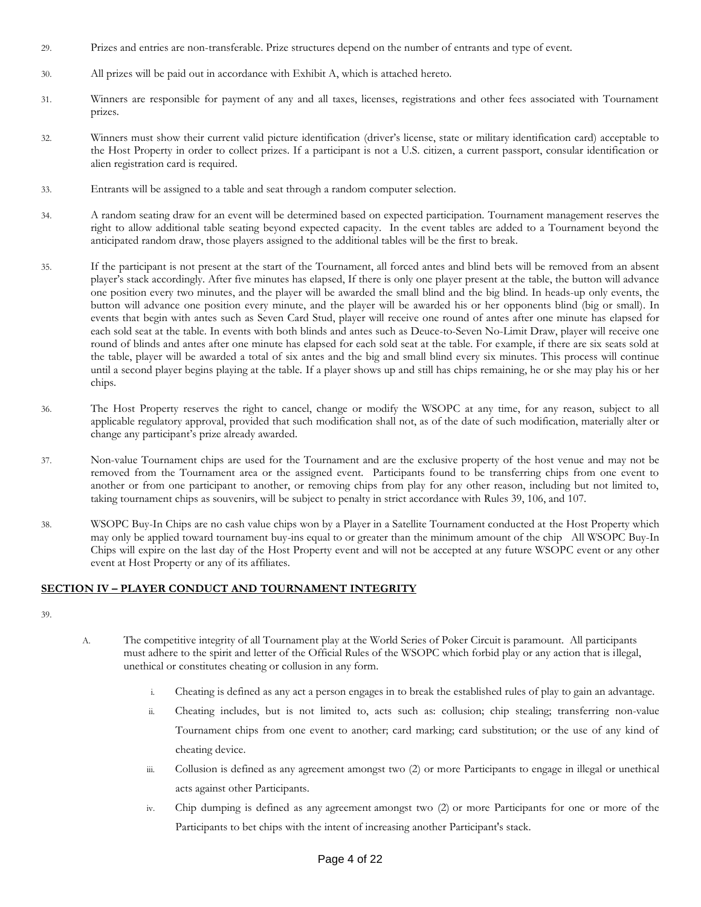29. Prizes and entries are non-transferable. Prize structures depend on the number of entrants and type of event.

30. All prizes will be paid out in accordance with Exhibit A, which is attached hereto.

31. Winners are responsible for payment of any and all taxes, licenses, registrations and other fees associated with Tournament prizes.

32. Winners must show their current valid picture identification (driver's license, state or military identification card) acceptable to the Host Property in order to collect prizes. If a participant is not a U.S. citizen, a current passport, consular identification or alien registration card is required.

33. Entrants will be assigned to a table and seat through a random computer selection.

34. A random seating draw for an event will be determined based on expected participation. Tournament management reserves the right to allow additional table seating beyond expected capacity. In the event tables are added to a Tournament beyond the anticipated random draw, those players assigned to the additional tables will be the first to break.

35. If the participant is not present at the start of the Tournament, all forced antes and blind bets will be removed from an absent player's stack accordingly. After five minutes has elapsed, If there is only one player present at the table, the button will advance one position every two minutes, and the player will be awarded the small blind and the big blind. In heads-up only events, the button will advance one position every minute, and the player will be awarded his or her opponents blind (big or small). In events that begin with antes such as Seven Card Stud, player will receive one round of antes after one minute has elapsed for each sold seat at the table. In events with both blinds and antes such as Deuce-to-Seven No-Limit Draw, player will receive one round of blinds and antes after one minute has elapsed for each sold seat at the table. For example, if there are six seats sold at the table, player will be awarded a total of six antes and the big and small blind every six minutes. This process will continue until a second player begins playing at the table. If a player shows up and still has chips remaining, he or she may play his or her chips.

36. The Host Property reserves the right to cancel, change or modify the WSOPC at any time, for any reason, subject to all applicable regulatory approval, provided that such modification shall not, as of the date of such modification, materially alter or change any participant's prize already awarded.

37. Non-value Tournament chips are used for the Tournament and are the exclusive property of the host venue and may not be removed from the Tournament area or the assigned event. Participants found to be transferring chips from one event to another or from one participant to another, or removing chips from play for any other reason, including but not limited to, taking tournament chips as souvenirs, will be subject to penalty in strict accordance with Rules 39, 106, and 107.

38. WSOPC Buy-In Chips are no cash value chips won by a Player in a Satellite Tournament conducted at the Host Property which may only be applied toward tournament buy-ins equal to or greater than the minimum amount of the chip All WSOPC Buy-In Chips will expire on the last day of the Host Property event and will not be accepted at any future WSOPC event or any other event at Host Property or any of its affiliates.

## SECTION IV – PLAYER CONDUCT AND TOURNAMENT INTEGRITY

39.

A. The competitive integrity of all Tournament play at the World Series of Poker Circuit is paramount. All participants must adhere to the spirit and letter of the Official Rules of the WSOPC which forbid play or any action that is illegal, unethical or constitutes cheating or collusion in any form.

   i. Cheating is defined as any act a person engages in to break the established rules of play to gain an advantage.

   ii. Cheating includes, but is not limited to, acts such as: collusion; chip stealing; transferring non-value Tournament chips from one event to another; card marking; card substitution; or the use of any kind of cheating device.

   iii. Collusion is defined as any agreement amongst two (2) or more Participants to engage in illegal or unethical acts against other Participants.

   iv. Chip dumping is defined as any agreement amongst two (2) or more Participants for one or more of the Participants to bet chips with the intent of increasing another Participant's stack.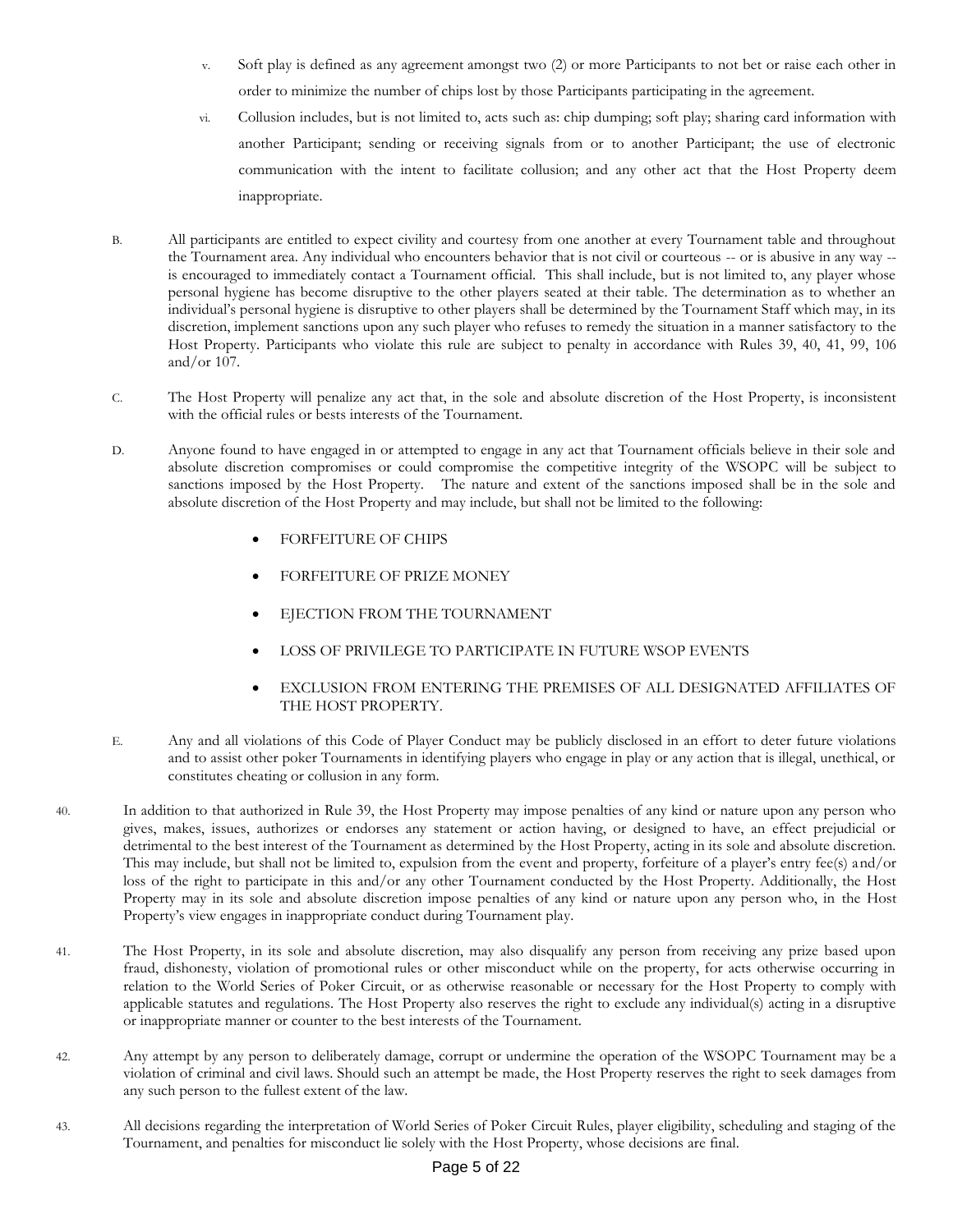v. Soft play is defined as any agreement amongst two (2) or more Participants to not bet or raise each other in order to minimize the number of chips lost by those Participants participating in the agreement.

vi. Collusion includes, but is not limited to, acts such as: chip dumping; soft play; sharing card information with another Participant; sending or receiving signals from or to another Participant; the use of electronic communication with the intent to facilitate collusion; and any other act that the Host Property deem inappropriate.

B. All participants are entitled to expect civility and courtesy from one another at every Tournament table and throughout the Tournament area. Any individual who encounters behavior that is not civil or courteous -- or is abusive in any way -- is encouraged to immediately contact a Tournament official. This shall include, but is not limited to, any player whose personal hygiene has become disruptive to the other players seated at their table. The determination as to whether an individual's personal hygiene is disruptive to other players shall be determined by the Tournament Staff which may, in its discretion, implement sanctions upon any such player who refuses to remedy the situation in a manner satisfactory to the Host Property. Participants who violate this rule are subject to penalty in accordance with Rules 39, 40, 41, 99, 106 and/or 107.

C. The Host Property will penalize any act that, in the sole and absolute discretion of the Host Property, is inconsistent with the official rules or bests interests of the Tournament.

D. Anyone found to have engaged in or attempted to engage in any act that Tournament officials believe in their sole and absolute discretion compromises or could compromise the competitive integrity of the WSOPC will be subject to sanctions imposed by the Host Property. The nature and extent of the sanctions imposed shall be in the sole and absolute discretion of the Host Property and may include, but shall not be limited to the following:

- FORFEITURE OF CHIPS
- FORFEITURE OF PRIZE MONEY
- EJECTION FROM THE TOURNAMENT
- LOSS OF PRIVILEGE TO PARTICIPATE IN FUTURE WSOP EVENTS
- EXCLUSION FROM ENTERING THE PREMISES OF ALL DESIGNATED AFFILIATES OF THE HOST PROPERTY.

E. Any and all violations of this Code of Player Conduct may be publicly disclosed in an effort to deter future violations and to assist other poker Tournaments in identifying players who engage in play or any action that is illegal, unethical, or constitutes cheating or collusion in any form.

40. In addition to that authorized in Rule 39, the Host Property may impose penalties of any kind or nature upon any person who gives, makes, issues, authorizes or endorses any statement or action having, or designed to have, an effect prejudicial or detrimental to the best interest of the Tournament as determined by the Host Property, acting in its sole and absolute discretion. This may include, but shall not be limited to, expulsion from the event and property, forfeiture of a player's entry fee(s) and/or loss of the right to participate in this and/or any other Tournament conducted by the Host Property. Additionally, the Host Property may in its sole and absolute discretion impose penalties of any kind or nature upon any person who, in the Host Property's view engages in inappropriate conduct during Tournament play.

41. The Host Property, in its sole and absolute discretion, may also disqualify any person from receiving any prize based upon fraud, dishonesty, violation of promotional rules or other misconduct while on the property, for acts otherwise occurring in relation to the World Series of Poker Circuit, or as otherwise reasonable or necessary for the Host Property to comply with applicable statutes and regulations. The Host Property also reserves the right to exclude any individual(s) acting in a disruptive or inappropriate manner or counter to the best interests of the Tournament.

42. Any attempt by any person to deliberately damage, corrupt or undermine the operation of the WSOPC Tournament may be a violation of criminal and civil laws. Should such an attempt be made, the Host Property reserves the right to seek damages from any such person to the fullest extent of the law.

43. All decisions regarding the interpretation of World Series of Poker Circuit Rules, player eligibility, scheduling and staging of the Tournament, and penalties for misconduct lie solely with the Host Property, whose decisions are final.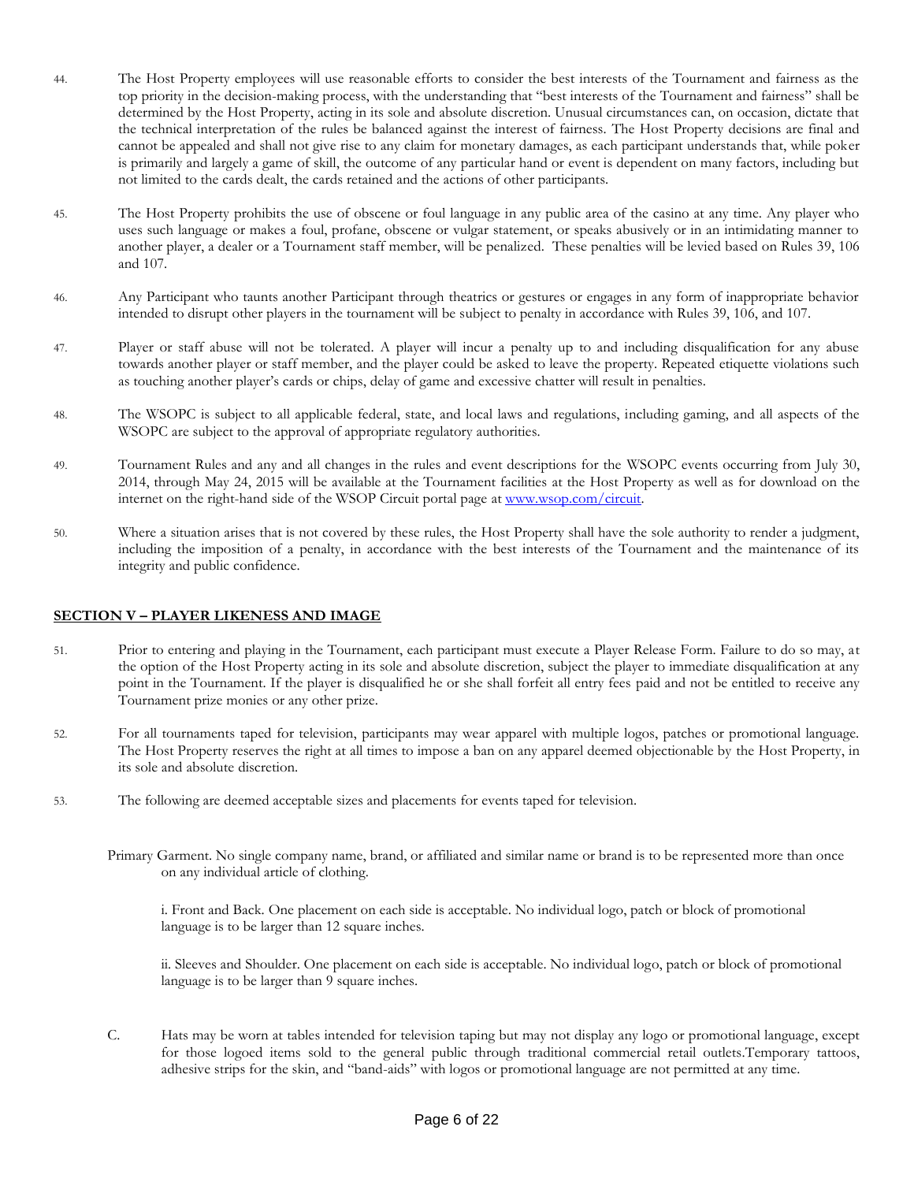44. The Host Property employees will use reasonable efforts to consider the best interests of the Tournament and fairness as the top priority in the decision-making process, with the understanding that "best interests of the Tournament and fairness" shall be determined by the Host Property, acting in its sole and absolute discretion. Unusual circumstances can, on occasion, dictate that the technical interpretation of the rules be balanced against the interest of fairness. The Host Property decisions are final and cannot be appealed and shall not give rise to any claim for monetary damages, as each participant understands that, while poker is primarily and largely a game of skill, the outcome of any particular hand or event is dependent on many factors, including but not limited to the cards dealt, the cards retained and the actions of other participants.

45. The Host Property prohibits the use of obscene or foul language in any public area of the casino at any time. Any player who uses such language or makes a foul, profane, obscene or vulgar statement, or speaks abusively or in an intimidating manner to another player, a dealer or a Tournament staff member, will be penalized. These penalties will be levied based on Rules 39, 106 and 107.

46. Any Participant who taunts another Participant through theatrics or gestures or engages in any form of inappropriate behavior intended to disrupt other players in the tournament will be subject to penalty in accordance with Rules 39, 106, and 107.

47. Player or staff abuse will not be tolerated. A player will incur a penalty up to and including disqualification for any abuse towards another player or staff member, and the player could be asked to leave the property. Repeated etiquette violations such as touching another player's cards or chips, delay of game and excessive chatter will result in penalties.

48. The WSOPC is subject to all applicable federal, state, and local laws and regulations, including gaming, and all aspects of the WSOPC are subject to the approval of appropriate regulatory authorities.

49. Tournament Rules and any and all changes in the rules and event descriptions for the WSOPC events occurring from July 30, 2014, through May 24, 2015 will be available at the Tournament facilities at the Host Property as well as for download on the internet on the right-hand side of the WSOP Circuit portal page at www.wsop.com/circuit.

50. Where a situation arises that is not covered by these rules, the Host Property shall have the sole authority to render a judgment, including the imposition of a penalty, in accordance with the best interests of the Tournament and the maintenance of its integrity and public confidence.

## SECTION V – PLAYER LIKENESS AND IMAGE

51. Prior to entering and playing in the Tournament, each participant must execute a Player Release Form. Failure to do so may, at the option of the Host Property acting in its sole and absolute discretion, subject the player to immediate disqualification at any point in the Tournament. If the player is disqualified he or she shall forfeit all entry fees paid and not be entitled to receive any Tournament prize monies or any other prize.

52. For all tournaments taped for television, participants may wear apparel with multiple logos, patches or promotional language. The Host Property reserves the right at all times to impose a ban on any apparel deemed objectionable by the Host Property, in its sole and absolute discretion.

53. The following are deemed acceptable sizes and placements for events taped for television.

Primary Garment. No single company name, brand, or affiliated and similar name or brand is to be represented more than once on any individual article of clothing.

i. Front and Back. One placement on each side is acceptable. No individual logo, patch or block of promotional language is to be larger than 12 square inches.

ii. Sleeves and Shoulder. One placement on each side is acceptable. No individual logo, patch or block of promotional language is to be larger than 9 square inches.

C. Hats may be worn at tables intended for television taping but may not display any logo or promotional language, except for those logoed items sold to the general public through traditional commercial retail outlets.Temporary tattoos, adhesive strips for the skin, and "band-aids" with logos or promotional language are not permitted at any time.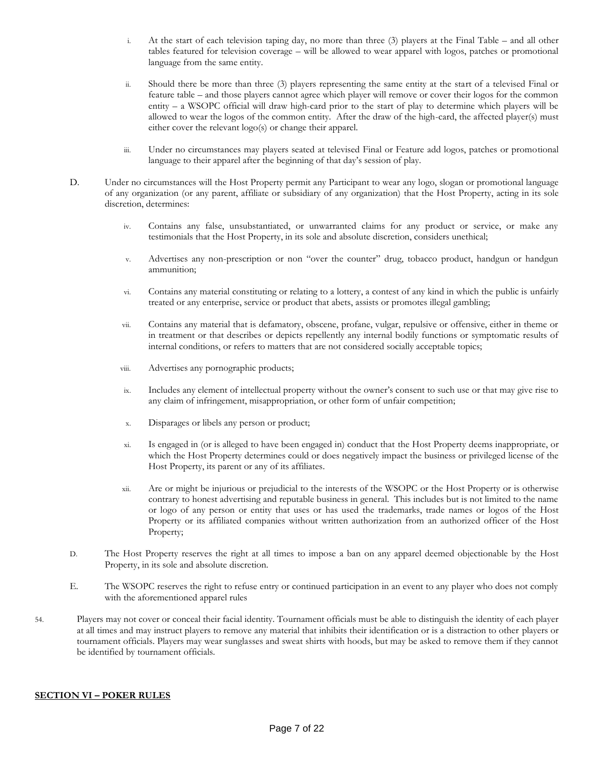i. At the start of each television taping day, no more than three (3) players at the Final Table – and all other tables featured for television coverage – will be allowed to wear apparel with logos, patches or promotional language from the same entity.

ii. Should there be more than three (3) players representing the same entity at the start of a televised Final or feature table – and those players cannot agree which player will remove or cover their logos for the common entity – a WSOPC official will draw high-card prior to the start of play to determine which players will be allowed to wear the logos of the common entity. After the draw of the high-card, the affected player(s) must either cover the relevant logo(s) or change their apparel.

iii. Under no circumstances may players seated at televised Final or Feature add logos, patches or promotional language to their apparel after the beginning of that day's session of play.

D. Under no circumstances will the Host Property permit any Participant to wear any logo, slogan or promotional language of any organization (or any parent, affiliate or subsidiary of any organization) that the Host Property, acting in its sole discretion, determines:

iv. Contains any false, unsubstantiated, or unwarranted claims for any product or service, or make any testimonials that the Host Property, in its sole and absolute discretion, considers unethical;

v. Advertises any non-prescription or non "over the counter" drug, tobacco product, handgun or handgun ammunition;

vi. Contains any material constituting or relating to a lottery, a contest of any kind in which the public is unfairly treated or any enterprise, service or product that abets, assists or promotes illegal gambling;

vii. Contains any material that is defamatory, obscene, profane, vulgar, repulsive or offensive, either in theme or in treatment or that describes or depicts repellently any internal bodily functions or symptomatic results of internal conditions, or refers to matters that are not considered socially acceptable topics;

viii. Advertises any pornographic products;

ix. Includes any element of intellectual property without the owner's consent to such use or that may give rise to any claim of infringement, misappropriation, or other form of unfair competition;

x. Disparages or libels any person or product;

xi. Is engaged in (or is alleged to have been engaged in) conduct that the Host Property deems inappropriate, or which the Host Property determines could or does negatively impact the business or privileged license of the Host Property, its parent or any of its affiliates.

xii. Are or might be injurious or prejudicial to the interests of the WSOPC or the Host Property or is otherwise contrary to honest advertising and reputable business in general. This includes but is not limited to the name or logo of any person or entity that uses or has used the trademarks, trade names or logos of the Host Property or its affiliated companies without written authorization from an authorized officer of the Host Property;

D. The Host Property reserves the right at all times to impose a ban on any apparel deemed objectionable by the Host Property, in its sole and absolute discretion.

E. The WSOPC reserves the right to refuse entry or continued participation in an event to any player who does not comply with the aforementioned apparel rules

54. Players may not cover or conceal their facial identity. Tournament officials must be able to distinguish the identity of each player at all times and may instruct players to remove any material that inhibits their identification or is a distraction to other players or tournament officials. Players may wear sunglasses and sweat shirts with hoods, but may be asked to remove them if they cannot be identified by tournament officials.

## SECTION VI – POKER RULES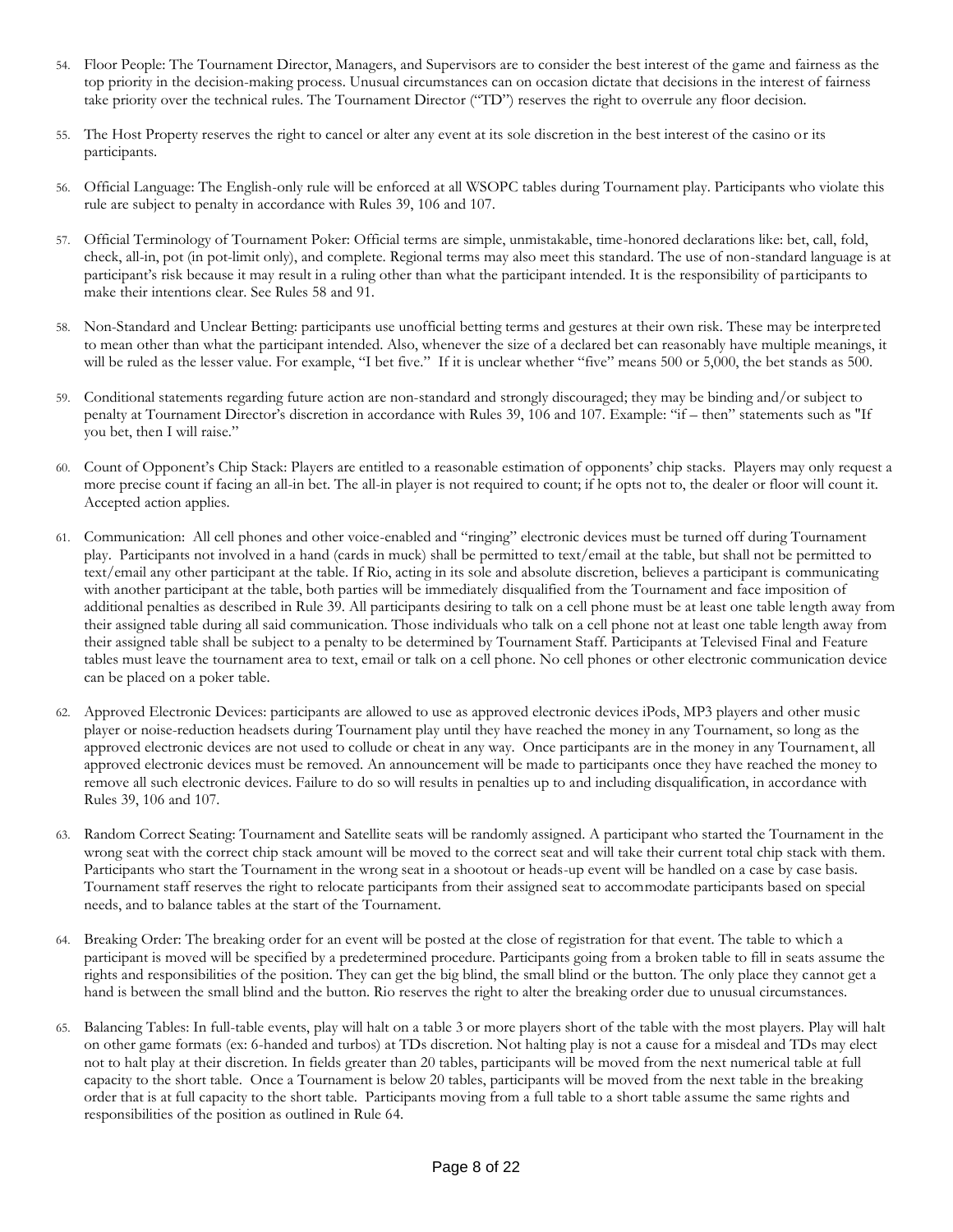54. Floor People: The Tournament Director, Managers, and Supervisors are to consider the best interest of the game and fairness as the top priority in the decision-making process. Unusual circumstances can on occasion dictate that decisions in the interest of fairness take priority over the technical rules. The Tournament Director ("TD") reserves the right to overrule any floor decision.

55. The Host Property reserves the right to cancel or alter any event at its sole discretion in the best interest of the casino or its participants.

56. Official Language: The English-only rule will be enforced at all WSOPC tables during Tournament play. Participants who violate this rule are subject to penalty in accordance with Rules 39, 106 and 107.

57. Official Terminology of Tournament Poker: Official terms are simple, unmistakable, time-honored declarations like: bet, call, fold, check, all-in, pot (in pot-limit only), and complete. Regional terms may also meet this standard. The use of non-standard language is at participant's risk because it may result in a ruling other than what the participant intended. It is the responsibility of participants to make their intentions clear. See Rules 58 and 91.

58. Non-Standard and Unclear Betting: participants use unofficial betting terms and gestures at their own risk. These may be interpreted to mean other than what the participant intended. Also, whenever the size of a declared bet can reasonably have multiple meanings, it will be ruled as the lesser value. For example, "I bet five." If it is unclear whether "five" means 500 or 5,000, the bet stands as 500.

59. Conditional statements regarding future action are non-standard and strongly discouraged; they may be binding and/or subject to penalty at Tournament Director's discretion in accordance with Rules 39, 106 and 107. Example: "if – then" statements such as "If you bet, then I will raise."

60. Count of Opponent's Chip Stack: Players are entitled to a reasonable estimation of opponents' chip stacks. Players may only request a more precise count if facing an all-in bet. The all-in player is not required to count; if he opts not to, the dealer or floor will count it. Accepted action applies.

61. Communication: All cell phones and other voice-enabled and "ringing" electronic devices must be turned off during Tournament play. Participants not involved in a hand (cards in muck) shall be permitted to text/email at the table, but shall not be permitted to text/email any other participant at the table. If Rio, acting in its sole and absolute discretion, believes a participant is communicating with another participant at the table, both parties will be immediately disqualified from the Tournament and face imposition of additional penalties as described in Rule 39. All participants desiring to talk on a cell phone must be at least one table length away from their assigned table during all said communication. Those individuals who talk on a cell phone not at least one table length away from their assigned table shall be subject to a penalty to be determined by Tournament Staff. Participants at Televised Final and Feature tables must leave the tournament area to text, email or talk on a cell phone. No cell phones or other electronic communication device can be placed on a poker table.

62. Approved Electronic Devices: participants are allowed to use as approved electronic devices iPods, MP3 players and other music player or noise-reduction headsets during Tournament play until they have reached the money in any Tournament, so long as the approved electronic devices are not used to collude or cheat in any way. Once participants are in the money in any Tournament, all approved electronic devices must be removed. An announcement will be made to participants once they have reached the money to remove all such electronic devices. Failure to do so will results in penalties up to and including disqualification, in accordance with Rules 39, 106 and 107.

63. Random Correct Seating: Tournament and Satellite seats will be randomly assigned. A participant who started the Tournament in the wrong seat with the correct chip stack amount will be moved to the correct seat and will take their current total chip stack with them. Participants who start the Tournament in the wrong seat in a shootout or heads-up event will be handled on a case by case basis. Tournament staff reserves the right to relocate participants from their assigned seat to accommodate participants based on special needs, and to balance tables at the start of the Tournament.

64. Breaking Order: The breaking order for an event will be posted at the close of registration for that event. The table to which a participant is moved will be specified by a predetermined procedure. Participants going from a broken table to fill in seats assume the rights and responsibilities of the position. They can get the big blind, the small blind or the button. The only place they cannot get a hand is between the small blind and the button. Rio reserves the right to alter the breaking order due to unusual circumstances.

65. Balancing Tables: In full-table events, play will halt on a table 3 or more players short of the table with the most players. Play will halt on other game formats (ex: 6-handed and turbos) at TDs discretion. Not halting play is not a cause for a misdeal and TDs may elect not to halt play at their discretion. In fields greater than 20 tables, participants will be moved from the next numerical table at full capacity to the short table. Once a Tournament is below 20 tables, participants will be moved from the next table in the breaking order that is at full capacity to the short table. Participants moving from a full table to a short table assume the same rights and responsibilities of the position as outlined in Rule 64.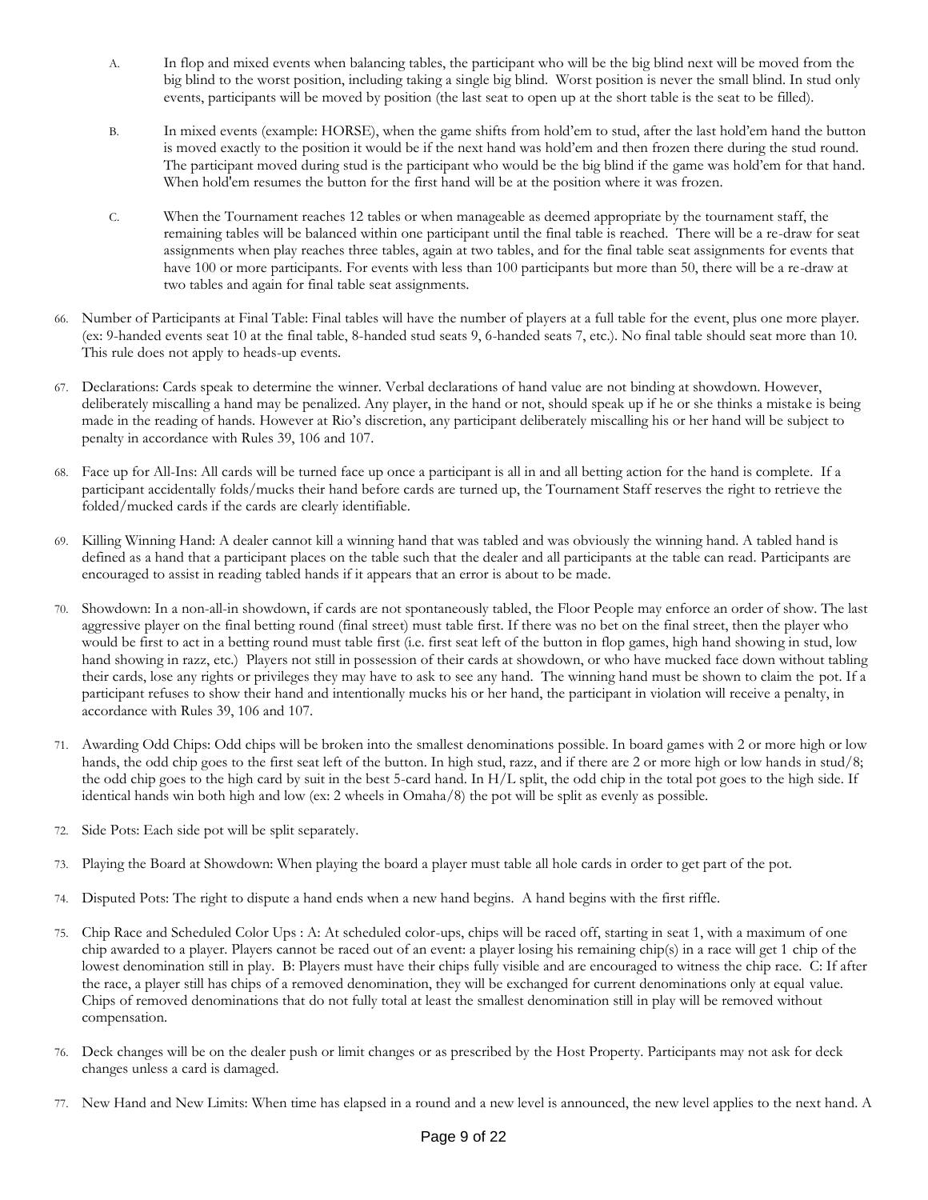A. In flop and mixed events when balancing tables, the participant who will be the big blind next will be moved from the big blind to the worst position, including taking a single big blind. Worst position is never the small blind. In stud only events, participants will be moved by position (the last seat to open up at the short table is the seat to be filled).

B. In mixed events (example: HORSE), when the game shifts from hold'em to stud, after the last hold'em hand the button is moved exactly to the position it would be if the next hand was hold'em and then frozen there during the stud round. The participant moved during stud is the participant who would be the big blind if the game was hold'em for that hand. When hold'em resumes the button for the first hand will be at the position where it was frozen.

C. When the Tournament reaches 12 tables or when manageable as deemed appropriate by the tournament staff, the remaining tables will be balanced within one participant until the final table is reached. There will be a re-draw for seat assignments when play reaches three tables, again at two tables, and for the final table seat assignments for events that have 100 or more participants. For events with less than 100 participants but more than 50, there will be a re-draw at two tables and again for final table seat assignments.

66. Number of Participants at Final Table: Final tables will have the number of players at a full table for the event, plus one more player. (ex: 9-handed events seat 10 at the final table, 8-handed stud seats 9, 6-handed seats 7, etc.). No final table should seat more than 10. This rule does not apply to heads-up events.

67. Declarations: Cards speak to determine the winner. Verbal declarations of hand value are not binding at showdown. However, deliberately miscalling a hand may be penalized. Any player, in the hand or not, should speak up if he or she thinks a mistake is being made in the reading of hands. However at Rio's discretion, any participant deliberately miscalling his or her hand will be subject to penalty in accordance with Rules 39, 106 and 107.

68. Face up for All-Ins: All cards will be turned face up once a participant is all in and all betting action for the hand is complete. If a participant accidentally folds/mucks their hand before cards are turned up, the Tournament Staff reserves the right to retrieve the folded/mucked cards if the cards are clearly identifiable.

69. Killing Winning Hand: A dealer cannot kill a winning hand that was tabled and was obviously the winning hand. A tabled hand is defined as a hand that a participant places on the table such that the dealer and all participants at the table can read. Participants are encouraged to assist in reading tabled hands if it appears that an error is about to be made.

70. Showdown: In a non-all-in showdown, if cards are not spontaneously tabled, the Floor People may enforce an order of show. The last aggressive player on the final betting round (final street) must table first. If there was no bet on the final street, then the player who would be first to act in a betting round must table first (i.e. first seat left of the button in flop games, high hand showing in stud, low hand showing in razz, etc.) Players not still in possession of their cards at showdown, or who have mucked face down without tabling their cards, lose any rights or privileges they may have to ask to see any hand. The winning hand must be shown to claim the pot. If a participant refuses to show their hand and intentionally mucks his or her hand, the participant in violation will receive a penalty, in accordance with Rules 39, 106 and 107.

71. Awarding Odd Chips: Odd chips will be broken into the smallest denominations possible. In board games with 2 or more high or low hands, the odd chip goes to the first seat left of the button. In high stud, razz, and if there are 2 or more high or low hands in stud/8; the odd chip goes to the high card by suit in the best 5-card hand. In H/L split, the odd chip in the total pot goes to the high side. If identical hands win both high and low (ex: 2 wheels in Omaha/8) the pot will be split as evenly as possible.

72. Side Pots: Each side pot will be split separately.

73. Playing the Board at Showdown: When playing the board a player must table all hole cards in order to get part of the pot.

74. Disputed Pots: The right to dispute a hand ends when a new hand begins. A hand begins with the first riffle.

75. Chip Race and Scheduled Color Ups : A: At scheduled color-ups, chips will be raced off, starting in seat 1, with a maximum of one chip awarded to a player. Players cannot be raced out of an event: a player losing his remaining chip(s) in a race will get 1 chip of the lowest denomination still in play. B: Players must have their chips fully visible and are encouraged to witness the chip race. C: If after the race, a player still has chips of a removed denomination, they will be exchanged for current denominations only at equal value. Chips of removed denominations that do not fully total at least the smallest denomination still in play will be removed without compensation.

76. Deck changes will be on the dealer push or limit changes or as prescribed by the Host Property. Participants may not ask for deck changes unless a card is damaged.

77. New Hand and New Limits: When time has elapsed in a round and a new level is announced, the new level applies to the next hand. A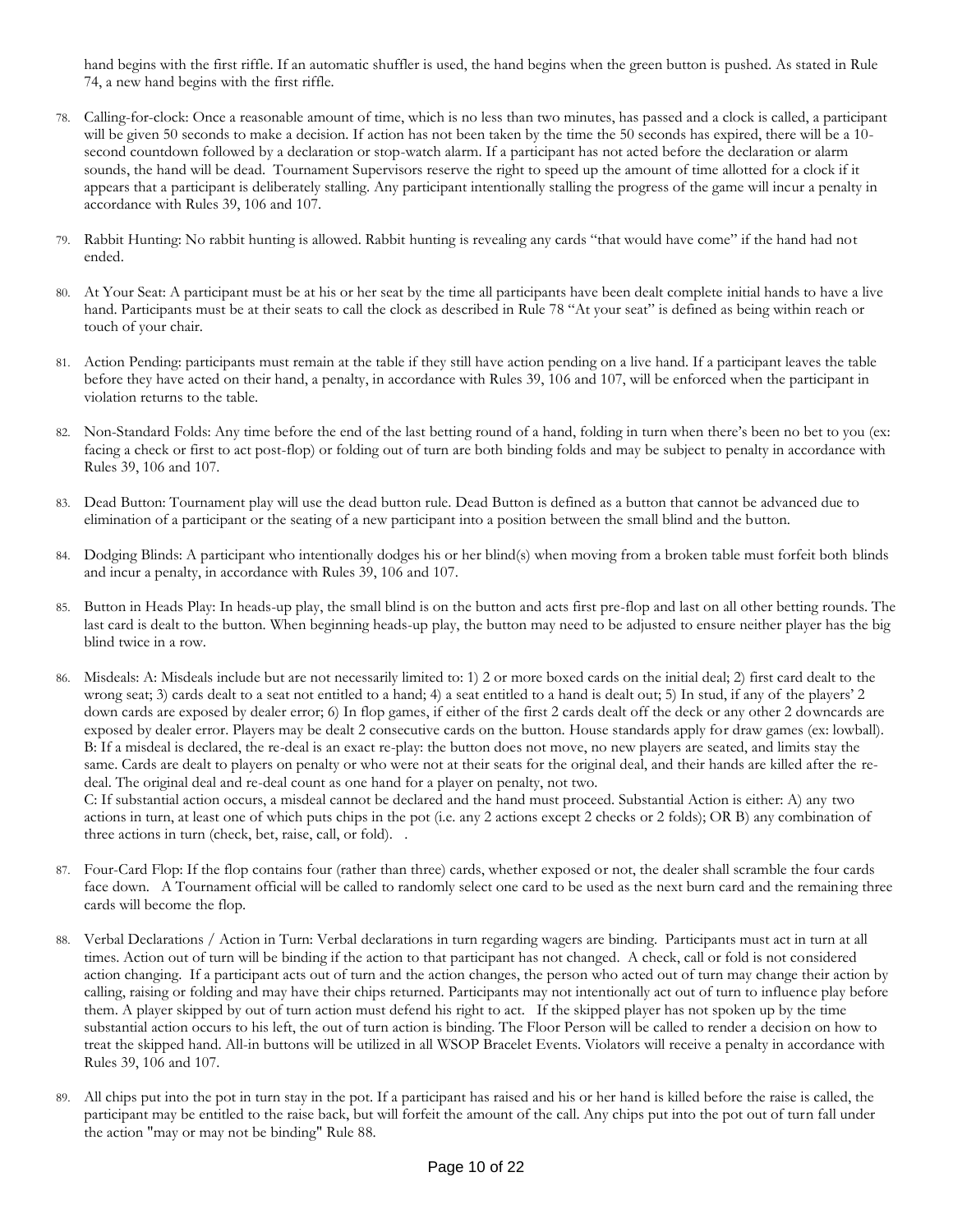hand begins with the first riffle. If an automatic shuffler is used, the hand begins when the green button is pushed. As stated in Rule 74, a new hand begins with the first riffle.

78. Calling-for-clock: Once a reasonable amount of time, which is no less than two minutes, has passed and a clock is called, a participant will be given 50 seconds to make a decision. If action has not been taken by the time the 50 seconds has expired, there will be a 10-second countdown followed by a declaration or stop-watch alarm. If a participant has not acted before the declaration or alarm sounds, the hand will be dead. Tournament Supervisors reserve the right to speed up the amount of time allotted for a clock if it appears that a participant is deliberately stalling. Any participant intentionally stalling the progress of the game will incur a penalty in accordance with Rules 39, 106 and 107.

79. Rabbit Hunting: No rabbit hunting is allowed. Rabbit hunting is revealing any cards "that would have come" if the hand had not ended.

80. At Your Seat: A participant must be at his or her seat by the time all participants have been dealt complete initial hands to have a live hand. Participants must be at their seats to call the clock as described in Rule 78 "At your seat" is defined as being within reach or touch of your chair.

81. Action Pending: participants must remain at the table if they still have action pending on a live hand. If a participant leaves the table before they have acted on their hand, a penalty, in accordance with Rules 39, 106 and 107, will be enforced when the participant in violation returns to the table.

82. Non-Standard Folds: Any time before the end of the last betting round of a hand, folding in turn when there's been no bet to you (ex: facing a check or first to act post-flop) or folding out of turn are both binding folds and may be subject to penalty in accordance with Rules 39, 106 and 107.

83. Dead Button: Tournament play will use the dead button rule. Dead Button is defined as a button that cannot be advanced due to elimination of a participant or the seating of a new participant into a position between the small blind and the button.

84. Dodging Blinds: A participant who intentionally dodges his or her blind(s) when moving from a broken table must forfeit both blinds and incur a penalty, in accordance with Rules 39, 106 and 107.

85. Button in Heads Play: In heads-up play, the small blind is on the button and acts first pre-flop and last on all other betting rounds. The last card is dealt to the button. When beginning heads-up play, the button may need to be adjusted to ensure neither player has the big blind twice in a row.

86. Misdeals: A: Misdeals include but are not necessarily limited to: 1) 2 or more boxed cards on the initial deal; 2) first card dealt to the wrong seat; 3) cards dealt to a seat not entitled to a hand; 4) a seat entitled to a hand is dealt out; 5) In stud, if any of the players' 2 down cards are exposed by dealer error; 6) In flop games, if either of the first 2 cards dealt off the deck or any other 2 downcards are exposed by dealer error. Players may be dealt 2 consecutive cards on the button. House standards apply for draw games (ex: lowball).
B: If a misdeal is declared, the re-deal is an exact re-play: the button does not move, no new players are seated, and limits stay the same. Cards are dealt to players on penalty or who were not at their seats for the original deal, and their hands are killed after the re-deal. The original deal and re-deal count as one hand for a player on penalty, not two.
C: If substantial action occurs, a misdeal cannot be declared and the hand must proceed. Substantial Action is either: A) any two actions in turn, at least one of which puts chips in the pot (i.e. any 2 actions except 2 checks or 2 folds); OR B) any combination of three actions in turn (check, bet, raise, call, or fold). .

87. Four-Card Flop: If the flop contains four (rather than three) cards, whether exposed or not, the dealer shall scramble the four cards face down. A Tournament official will be called to randomly select one card to be used as the next burn card and the remaining three cards will become the flop.

88. Verbal Declarations / Action in Turn: Verbal declarations in turn regarding wagers are binding. Participants must act in turn at all times. Action out of turn will be binding if the action to that participant has not changed. A check, call or fold is not considered action changing. If a participant acts out of turn and the action changes, the person who acted out of turn may change their action by calling, raising or folding and may have their chips returned. Participants may not intentionally act out of turn to influence play before them. A player skipped by out of turn action must defend his right to act. If the skipped player has not spoken up by the time substantial action occurs to his left, the out of turn action is binding. The Floor Person will be called to render a decision on how to treat the skipped hand. All-in buttons will be utilized in all WSOP Bracelet Events. Violators will receive a penalty in accordance with Rules 39, 106 and 107.

89. All chips put into the pot in turn stay in the pot. If a participant has raised and his or her hand is killed before the raise is called, the participant may be entitled to the raise back, but will forfeit the amount of the call. Any chips put into the pot out of turn fall under the action "may or may not be binding" Rule 88.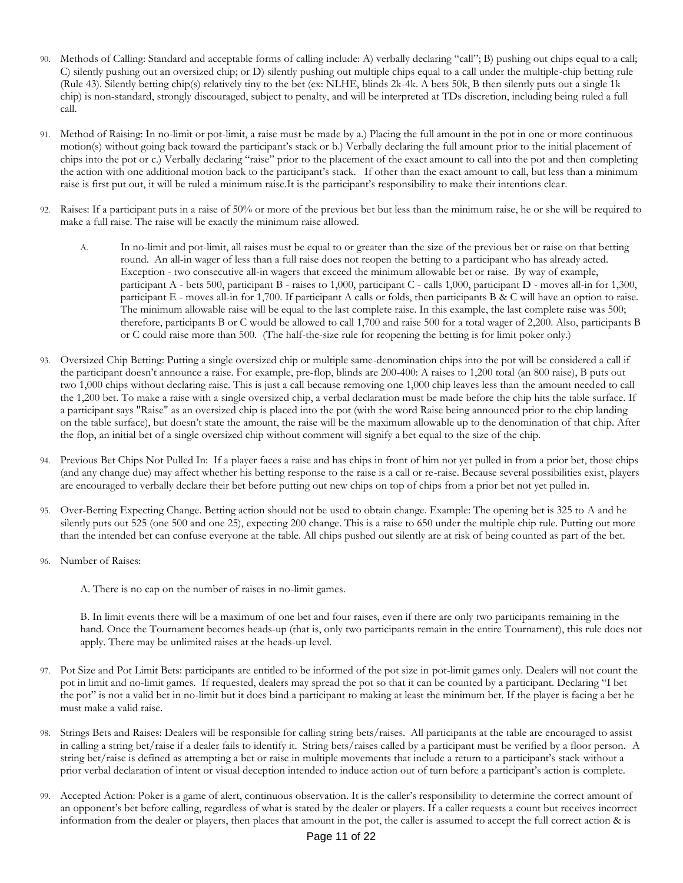90. Methods of Calling: Standard and acceptable forms of calling include: A) verbally declaring "call"; B) pushing out chips equal to a call; C) silently pushing out an oversized chip; or D) silently pushing out multiple chips equal to a call under the multiple-chip betting rule (Rule 43). Silently betting chip(s) relatively tiny to the bet (ex: NLHE, blinds 2k-4k. A bets 50k, B then silently puts out a single 1k chip) is non-standard, strongly discouraged, subject to penalty, and will be interpreted at TDs discretion, including being ruled a full call.

91. Method of Raising: In no-limit or pot-limit, a raise must be made by a.) Placing the full amount in the pot in one or more continuous motion(s) without going back toward the participant's stack or b.) Verbally declaring the full amount prior to the initial placement of chips into the pot or c.) Verbally declaring "raise" prior to the placement of the exact amount to call into the pot and then completing the action with one additional motion back to the participant's stack. If other than the exact amount to call, but less than a minimum raise is first put out, it will be ruled a minimum raise.It is the participant's responsibility to make their intentions clear.

92. Raises: If a participant puts in a raise of 50% or more of the previous bet but less than the minimum raise, he or she will be required to make a full raise. The raise will be exactly the minimum raise allowed.

    A. In no-limit and pot-limit, all raises must be equal to or greater than the size of the previous bet or raise on that betting round. An all-in wager of less than a full raise does not reopen the betting to a participant who has already acted. Exception - two consecutive all-in wagers that exceed the minimum allowable bet or raise. By way of example, participant A - bets 500, participant B - raises to 1,000, participant C - calls 1,000, participant D - moves all-in for 1,300, participant E - moves all-in for 1,700. If participant A calls or folds, then participants B & C will have an option to raise. The minimum allowable raise will be equal to the last complete raise. In this example, the last complete raise was 500; therefore, participants B or C would be allowed to call 1,700 and raise 500 for a total wager of 2,200. Also, participants B or C could raise more than 500. (The half-the-size rule for reopening the betting is for limit poker only.)

93. Oversized Chip Betting: Putting a single oversized chip or multiple same-denomination chips into the pot will be considered a call if the participant doesn't announce a raise. For example, pre-flop, blinds are 200-400: A raises to 1,200 total (an 800 raise), B puts out two 1,000 chips without declaring raise. This is just a call because removing one 1,000 chip leaves less than the amount needed to call the 1,200 bet. To make a raise with a single oversized chip, a verbal declaration must be made before the chip hits the table surface. If a participant says "Raise" as an oversized chip is placed into the pot (with the word Raise being announced prior to the chip landing on the table surface), but doesn't state the amount, the raise will be the maximum allowable up to the denomination of that chip. After the flop, an initial bet of a single oversized chip without comment will signify a bet equal to the size of the chip.

94. Previous Bet Chips Not Pulled In: If a player faces a raise and has chips in front of him not yet pulled in from a prior bet, those chips (and any change due) may affect whether his betting response to the raise is a call or re-raise. Because several possibilities exist, players are encouraged to verbally declare their bet before putting out new chips on top of chips from a prior bet not yet pulled in.

95. Over-Betting Expecting Change. Betting action should not be used to obtain change. Example: The opening bet is 325 to A and he silently puts out 525 (one 500 and one 25), expecting 200 change. This is a raise to 650 under the multiple chip rule. Putting out more than the intended bet can confuse everyone at the table. All chips pushed out silently are at risk of being counted as part of the bet.

96. Number of Raises:

    A. There is no cap on the number of raises in no-limit games.

    B. In limit events there will be a maximum of one bet and four raises, even if there are only two participants remaining in the hand. Once the Tournament becomes heads-up (that is, only two participants remain in the entire Tournament), this rule does not apply. There may be unlimited raises at the heads-up level.

97. Pot Size and Pot Limit Bets: participants are entitled to be informed of the pot size in pot-limit games only. Dealers will not count the pot in limit and no-limit games. If requested, dealers may spread the pot so that it can be counted by a participant. Declaring "I bet the pot" is not a valid bet in no-limit but it does bind a participant to making at least the minimum bet. If the player is facing a bet he must make a valid raise.

98. Strings Bets and Raises: Dealers will be responsible for calling string bets/raises. All participants at the table are encouraged to assist in calling a string bet/raise if a dealer fails to identify it. String bets/raises called by a participant must be verified by a floor person. A string bet/raise is defined as attempting a bet or raise in multiple movements that include a return to a participant's stack without a prior verbal declaration of intent or visual deception intended to induce action out of turn before a participant's action is complete.

99. Accepted Action: Poker is a game of alert, continuous observation. It is the caller's responsibility to determine the correct amount of an opponent's bet before calling, regardless of what is stated by the dealer or players. If a caller requests a count but receives incorrect information from the dealer or players, then places that amount in the pot, the caller is assumed to accept the full correct action & is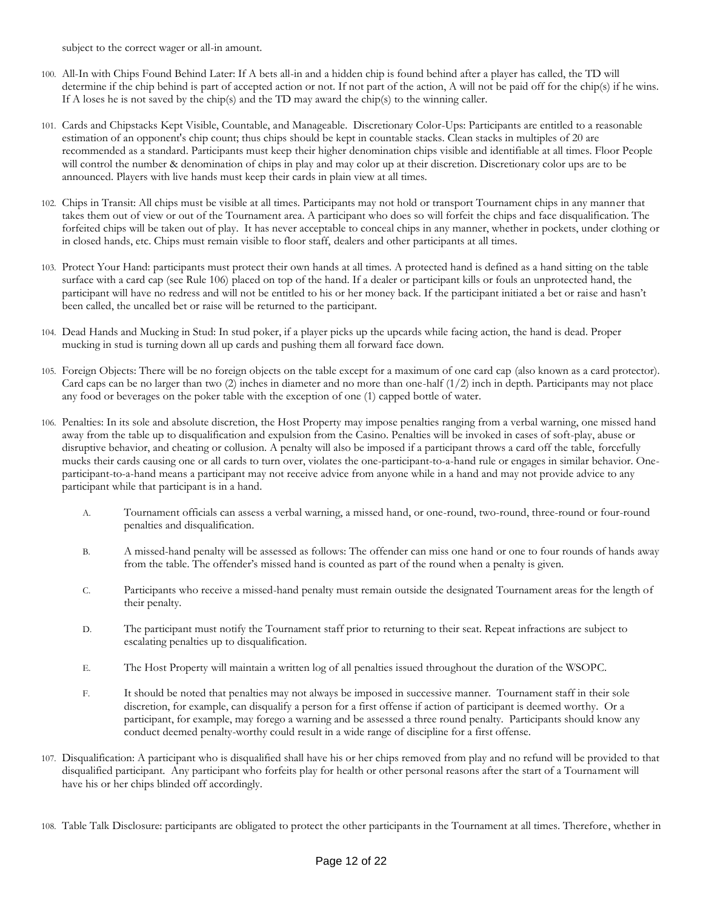subject to the correct wager or all-in amount.

100. All-In with Chips Found Behind Later: If A bets all-in and a hidden chip is found behind after a player has called, the TD will determine if the chip behind is part of accepted action or not. If not part of the action, A will not be paid off for the chip(s) if he wins. If A loses he is not saved by the chip(s) and the TD may award the chip(s) to the winning caller.

101. Cards and Chipstacks Kept Visible, Countable, and Manageable. Discretionary Color-Ups: Participants are entitled to a reasonable estimation of an opponent's chip count; thus chips should be kept in countable stacks. Clean stacks in multiples of 20 are recommended as a standard. Participants must keep their higher denomination chips visible and identifiable at all times. Floor People will control the number & denomination of chips in play and may color up at their discretion. Discretionary color ups are to be announced. Players with live hands must keep their cards in plain view at all times.

102. Chips in Transit: All chips must be visible at all times. Participants may not hold or transport Tournament chips in any manner that takes them out of view or out of the Tournament area. A participant who does so will forfeit the chips and face disqualification. The forfeited chips will be taken out of play. It has never acceptable to conceal chips in any manner, whether in pockets, under clothing or in closed hands, etc. Chips must remain visible to floor staff, dealers and other participants at all times.

103. Protect Your Hand: participants must protect their own hands at all times. A protected hand is defined as a hand sitting on the table surface with a card cap (see Rule 106) placed on top of the hand. If a dealer or participant kills or fouls an unprotected hand, the participant will have no redress and will not be entitled to his or her money back. If the participant initiated a bet or raise and hasn't been called, the uncalled bet or raise will be returned to the participant.

104. Dead Hands and Mucking in Stud: In stud poker, if a player picks up the upcards while facing action, the hand is dead. Proper mucking in stud is turning down all up cards and pushing them all forward face down.

105. Foreign Objects: There will be no foreign objects on the table except for a maximum of one card cap (also known as a card protector). Card caps can be no larger than two (2) inches in diameter and no more than one-half (1/2) inch in depth. Participants may not place any food or beverages on the poker table with the exception of one (1) capped bottle of water.

106. Penalties: In its sole and absolute discretion, the Host Property may impose penalties ranging from a verbal warning, one missed hand away from the table up to disqualification and expulsion from the Casino. Penalties will be invoked in cases of soft-play, abuse or disruptive behavior, and cheating or collusion. A penalty will also be imposed if a participant throws a card off the table, forcefully mucks their cards causing one or all cards to turn over, violates the one-participant-to-a-hand rule or engages in similar behavior. One-participant-to-a-hand means a participant may not receive advice from anyone while in a hand and may not provide advice to any participant while that participant is in a hand.

    A. Tournament officials can assess a verbal warning, a missed hand, or one-round, two-round, three-round or four-round penalties and disqualification.

    B. A missed-hand penalty will be assessed as follows: The offender can miss one hand or one to four rounds of hands away from the table. The offender's missed hand is counted as part of the round when a penalty is given.

    C. Participants who receive a missed-hand penalty must remain outside the designated Tournament areas for the length of their penalty.

    D. The participant must notify the Tournament staff prior to returning to their seat. Repeat infractions are subject to escalating penalties up to disqualification.

    E. The Host Property will maintain a written log of all penalties issued throughout the duration of the WSOPC.

    F. It should be noted that penalties may not always be imposed in successive manner. Tournament staff in their sole discretion, for example, can disqualify a person for a first offense if action of participant is deemed worthy. Or a participant, for example, may forego a warning and be assessed a three round penalty. Participants should know any conduct deemed penalty-worthy could result in a wide range of discipline for a first offense.

107. Disqualification: A participant who is disqualified shall have his or her chips removed from play and no refund will be provided to that disqualified participant. Any participant who forfeits play for health or other personal reasons after the start of a Tournament will have his or her chips blinded off accordingly.

108. Table Talk Disclosure: participants are obligated to protect the other participants in the Tournament at all times. Therefore, whether in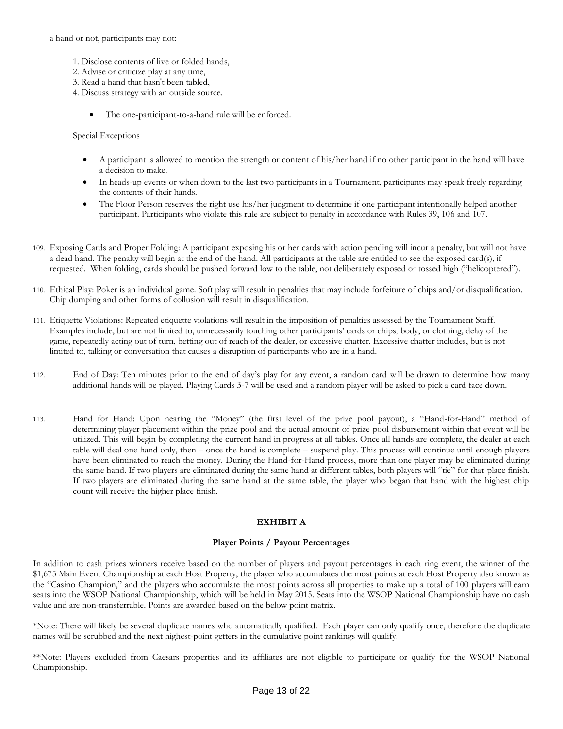a hand or not, participants may not:

1. Disclose contents of live or folded hands,
2. Advise or criticize play at any time,
3. Read a hand that hasn't been tabled,
4. Discuss strategy with an outside source.

   - The one-participant-to-a-hand rule will be enforced.

Special Exceptions

- A participant is allowed to mention the strength or content of his/her hand if no other participant in the hand will have a decision to make.
- In heads-up events or when down to the last two participants in a Tournament, participants may speak freely regarding the contents of their hands.
- The Floor Person reserves the right use his/her judgment to determine if one participant intentionally helped another participant. Participants who violate this rule are subject to penalty in accordance with Rules 39, 106 and 107.

109. Exposing Cards and Proper Folding: A participant exposing his or her cards with action pending will incur a penalty, but will not have a dead hand. The penalty will begin at the end of the hand. All participants at the table are entitled to see the exposed card(s), if requested. When folding, cards should be pushed forward low to the table, not deliberately exposed or tossed high ("helicoptered").

110. Ethical Play: Poker is an individual game. Soft play will result in penalties that may include forfeiture of chips and/or disqualification. Chip dumping and other forms of collusion will result in disqualification.

111. Etiquette Violations: Repeated etiquette violations will result in the imposition of penalties assessed by the Tournament Staff. Examples include, but are not limited to, unnecessarily touching other participants' cards or chips, body, or clothing, delay of the game, repeatedly acting out of turn, betting out of reach of the dealer, or excessive chatter. Excessive chatter includes, but is not limited to, talking or conversation that causes a disruption of participants who are in a hand.

112. End of Day: Ten minutes prior to the end of day's play for any event, a random card will be drawn to determine how many additional hands will be played. Playing Cards 3-7 will be used and a random player will be asked to pick a card face down.

113. Hand for Hand: Upon nearing the "Money" (the first level of the prize pool payout), a "Hand-for-Hand" method of determining player placement within the prize pool and the actual amount of prize pool disbursement within that event will be utilized. This will begin by completing the current hand in progress at all tables. Once all hands are complete, the dealer at each table will deal one hand only, then – once the hand is complete – suspend play. This process will continue until enough players have been eliminated to reach the money. During the Hand-for-Hand process, more than one player may be eliminated during the same hand. If two players are eliminated during the same hand at different tables, both players will "tie" for that place finish. If two players are eliminated during the same hand at the same table, the player who began that hand with the highest chip count will receive the higher place finish.

## EXHIBIT A

### Player Points / Payout Percentages

In addition to cash prizes winners receive based on the number of players and payout percentages in each ring event, the winner of the $1,675 Main Event Championship at each Host Property, the player who accumulates the most points at each Host Property also known as the "Casino Champion," and the players who accumulate the most points across all properties to make up a total of 100 players will earn seats into the WSOP National Championship, which will be held in May 2015. Seats into the WSOP National Championship have no cash value and are non-transferrable. Points are awarded based on the below point matrix.

*Note: There will likely be several duplicate names who automatically qualified. Each player can only qualify once, therefore the duplicate names will be scrubbed and the next highest-point getters in the cumulative point rankings will qualify.

**Note: Players excluded from Caesars properties and its affiliates are not eligible to participate or qualify for the WSOP National Championship.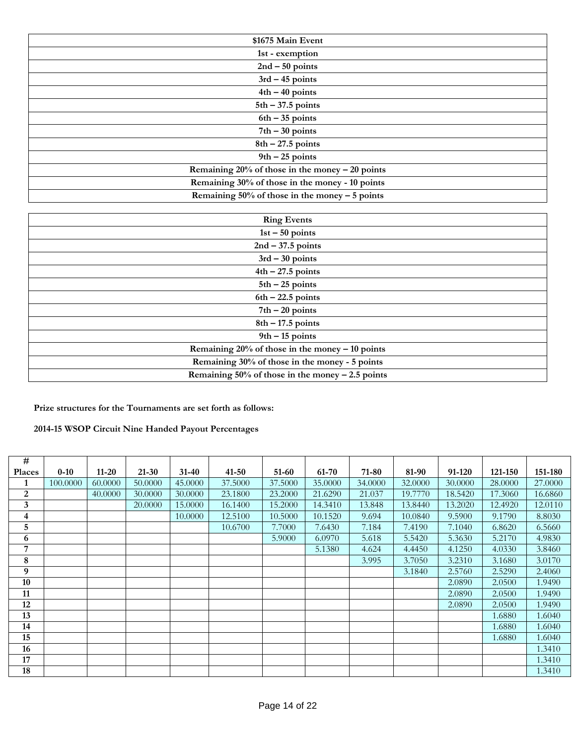| $1675 Main Event |
|---|
| 1st - exemption |
| 2nd – 50 points |
| 3rd – 45 points |
| 4th – 40 points |
| 5th – 37.5 points |
| 6th – 35 points |
| 7th – 30 points |
| 8th – 27.5 points |
| 9th – 25 points |
| Remaining 20% of those in the money – 20 points |
| Remaining 30% of those in the money - 10 points |
| Remaining 50% of those in the money – 5 points |

| Ring Events |
|---|
| 1st – 50 points |
| 2nd – 37.5 points |
| 3rd – 30 points |
| 4th – 27.5 points |
| 5th – 25 points |
| 6th – 22.5 points |
| 7th – 20 points |
| 8th – 17.5 points |
| 9th – 15 points |
| Remaining 20% of those in the money – 10 points |
| Remaining 30% of those in the money - 5 points |
| Remaining 50% of those in the money – 2.5 points |

**Prize structures for the Tournaments are set forth as follows:**

**2014-15 WSOP Circuit Nine Handed Payout Percentages**

| # Places | 0-10 | 11-20 | 21-30 | 31-40 | 41-50 | 51-60 | 61-70 | 71-80 | 81-90 | 91-120 | 121-150 | 151-180 |
|---|---|---|---|---|---|---|---|---|---|---|---|---|
| 1 | 100.0000 | 60.0000 | 50.0000 | 45.0000 | 37.5000 | 37.5000 | 35.0000 | 34.0000 | 32.0000 | 30.0000 | 28.0000 | 27.0000 |
| 2 | | 40.0000 | 30.0000 | 30.0000 | 23.1800 | 23.2000 | 21.6290 | 21.037 | 19.7770 | 18.5420 | 17.3060 | 16.6860 |
| 3 | | | 20.0000 | 15.0000 | 16.1400 | 15.2000 | 14.3410 | 13.848 | 13.8440 | 13.2020 | 12.4920 | 12.0110 |
| 4 | | | | 10.0000 | 12.5100 | 10.5000 | 10.1520 | 9.694 | 10.0840 | 9.5900 | 9.1790 | 8.8030 |
| 5 | | | | | 10.6700 | 7.7000 | 7.6430 | 7.184 | 7.4190 | 7.1040 | 6.8620 | 6.5660 |
| 6 | | | | | | 5.9000 | 6.0970 | 5.618 | 5.5420 | 5.3630 | 5.2170 | 4.9830 |
| 7 | | | | | | | 5.1380 | 4.624 | 4.4450 | 4.1250 | 4.0330 | 3.8460 |
| 8 | | | | | | | | 3.995 | 3.7050 | 3.2310 | 3.1680 | 3.0170 |
| 9 | | | | | | | | | 3.1840 | 2.5760 | 2.5290 | 2.4060 |
| 10 | | | | | | | | | | 2.0890 | 2.0500 | 1.9490 |
| 11 | | | | | | | | | | 2.0890 | 2.0500 | 1.9490 |
| 12 | | | | | | | | | | 2.0890 | 2.0500 | 1.9490 |
| 13 | | | | | | | | | | | 1.6880 | 1.6040 |
| 14 | | | | | | | | | | | 1.6880 | 1.6040 |
| 15 | | | | | | | | | | | 1.6880 | 1.6040 |
| 16 | | | | | | | | | | | | 1.3410 |
| 17 | | | | | | | | | | | | 1.3410 |
| 18 | | | | | | | | | | | | 1.3410 |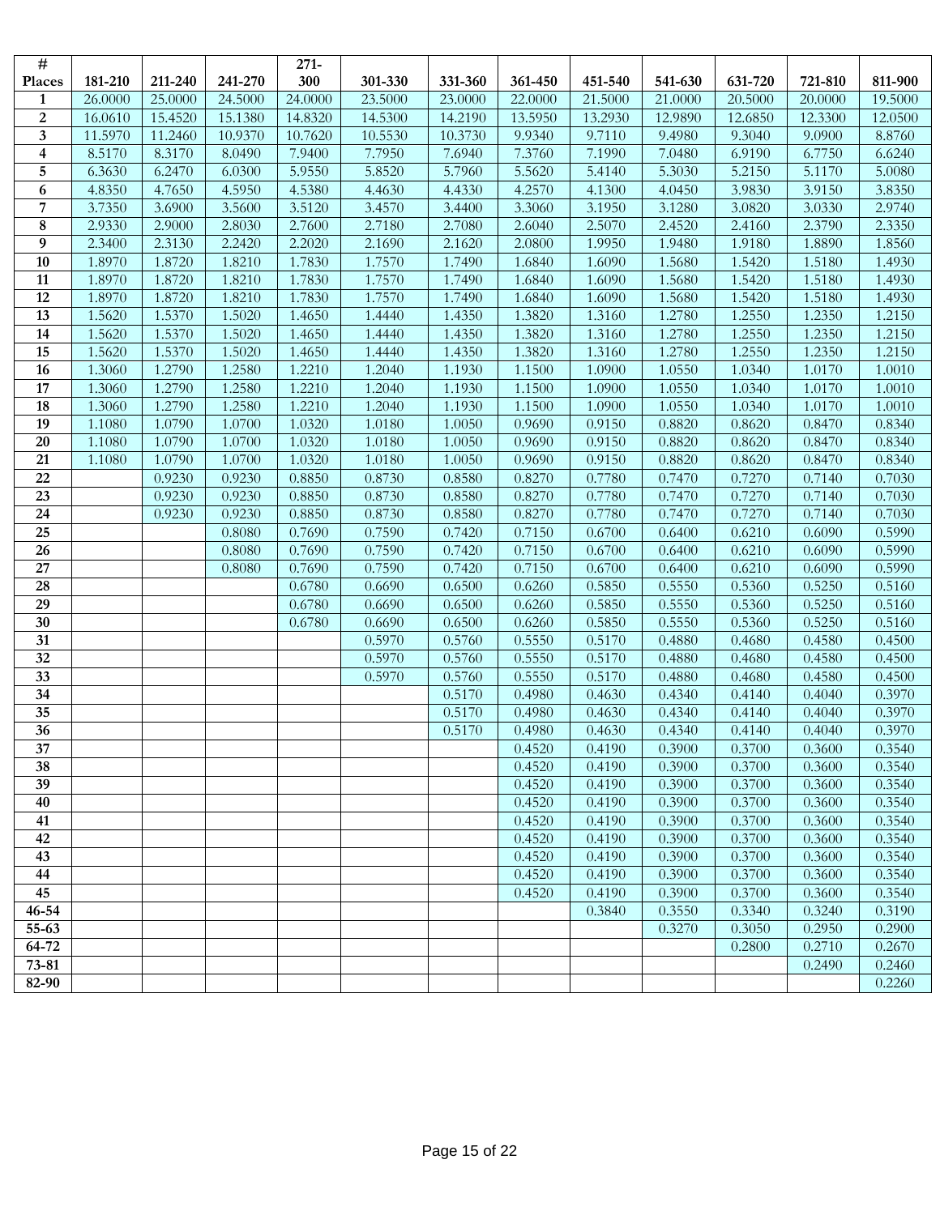| # Places | 181-210 | 211-240 | 241-270 | 271-300 | 301-330 | 331-360 | 361-450 | 451-540 | 541-630 | 631-720 | 721-810 | 811-900 |
|---|---|---|---|---|---|---|---|---|---|---|---|---|
| 1 | 26.0000 | 25.0000 | 24.5000 | 24.0000 | 23.5000 | 23.0000 | 22.0000 | 21.5000 | 21.0000 | 20.5000 | 20.0000 | 19.5000 |
| 2 | 16.0610 | 15.4520 | 15.1380 | 14.8320 | 14.5300 | 14.2190 | 13.5950 | 13.2930 | 12.9890 | 12.6850 | 12.3300 | 12.0500 |
| 3 | 11.5970 | 11.2460 | 10.9370 | 10.7620 | 10.5530 | 10.3730 | 9.9340 | 9.7110 | 9.4980 | 9.3040 | 9.0900 | 8.8760 |
| 4 | 8.5170 | 8.3170 | 8.0490 | 7.9400 | 7.7950 | 7.6940 | 7.3760 | 7.1990 | 7.0480 | 6.9190 | 6.7750 | 6.6240 |
| 5 | 6.3630 | 6.2470 | 6.0300 | 5.9550 | 5.8520 | 5.7960 | 5.5620 | 5.4140 | 5.3030 | 5.2150 | 5.1170 | 5.0080 |
| 6 | 4.8350 | 4.7650 | 4.5950 | 4.5380 | 4.4630 | 4.4330 | 4.2570 | 4.1300 | 4.0450 | 3.9830 | 3.9150 | 3.8350 |
| 7 | 3.7350 | 3.6900 | 3.5600 | 3.5120 | 3.4570 | 3.4400 | 3.3060 | 3.1950 | 3.1280 | 3.0820 | 3.0330 | 2.9740 |
| 8 | 2.9330 | 2.9000 | 2.8030 | 2.7600 | 2.7180 | 2.7080 | 2.6040 | 2.5070 | 2.4520 | 2.4160 | 2.3790 | 2.3350 |
| 9 | 2.3400 | 2.3130 | 2.2420 | 2.2020 | 2.1690 | 2.1620 | 2.0800 | 1.9950 | 1.9480 | 1.9180 | 1.8890 | 1.8560 |
| 10 | 1.8970 | 1.8720 | 1.8210 | 1.7830 | 1.7570 | 1.7490 | 1.6840 | 1.6090 | 1.5680 | 1.5420 | 1.5180 | 1.4930 |
| 11 | 1.8970 | 1.8720 | 1.8210 | 1.7830 | 1.7570 | 1.7490 | 1.6840 | 1.6090 | 1.5680 | 1.5420 | 1.5180 | 1.4930 |
| 12 | 1.8970 | 1.8720 | 1.8210 | 1.7830 | 1.7570 | 1.7490 | 1.6840 | 1.6090 | 1.5680 | 1.5420 | 1.5180 | 1.4930 |
| 13 | 1.5620 | 1.5370 | 1.5020 | 1.4650 | 1.4440 | 1.4350 | 1.3820 | 1.3160 | 1.2780 | 1.2550 | 1.2350 | 1.2150 |
| 14 | 1.5620 | 1.5370 | 1.5020 | 1.4650 | 1.4440 | 1.4350 | 1.3820 | 1.3160 | 1.2780 | 1.2550 | 1.2350 | 1.2150 |
| 15 | 1.5620 | 1.5370 | 1.5020 | 1.4650 | 1.4440 | 1.4350 | 1.3820 | 1.3160 | 1.2780 | 1.2550 | 1.2350 | 1.2150 |
| 16 | 1.3060 | 1.2790 | 1.2580 | 1.2210 | 1.2040 | 1.1930 | 1.1500 | 1.0900 | 1.0550 | 1.0340 | 1.0170 | 1.0010 |
| 17 | 1.3060 | 1.2790 | 1.2580 | 1.2210 | 1.2040 | 1.1930 | 1.1500 | 1.0900 | 1.0550 | 1.0340 | 1.0170 | 1.0010 |
| 18 | 1.3060 | 1.2790 | 1.2580 | 1.2210 | 1.2040 | 1.1930 | 1.1500 | 1.0900 | 1.0550 | 1.0340 | 1.0170 | 1.0010 |
| 19 | 1.1080 | 1.0790 | 1.0700 | 1.0320 | 1.0180 | 1.0050 | 0.9690 | 0.9150 | 0.8820 | 0.8620 | 0.8470 | 0.8340 |
| 20 | 1.1080 | 1.0790 | 1.0700 | 1.0320 | 1.0180 | 1.0050 | 0.9690 | 0.9150 | 0.8820 | 0.8620 | 0.8470 | 0.8340 |
| 21 | 1.1080 | 1.0790 | 1.0700 | 1.0320 | 1.0180 | 1.0050 | 0.9690 | 0.9150 | 0.8820 | 0.8620 | 0.8470 | 0.8340 |
| 22 | | 0.9230 | 0.9230 | 0.8850 | 0.8730 | 0.8580 | 0.8270 | 0.7780 | 0.7470 | 0.7270 | 0.7140 | 0.7030 |
| 23 | | 0.9230 | 0.9230 | 0.8850 | 0.8730 | 0.8580 | 0.8270 | 0.7780 | 0.7470 | 0.7270 | 0.7140 | 0.7030 |
| 24 | | 0.9230 | 0.9230 | 0.8850 | 0.8730 | 0.8580 | 0.8270 | 0.7780 | 0.7470 | 0.7270 | 0.7140 | 0.7030 |
| 25 | | | 0.8080 | 0.7690 | 0.7590 | 0.7420 | 0.7150 | 0.6700 | 0.6400 | 0.6210 | 0.6090 | 0.5990 |
| 26 | | | 0.8080 | 0.7690 | 0.7590 | 0.7420 | 0.7150 | 0.6700 | 0.6400 | 0.6210 | 0.6090 | 0.5990 |
| 27 | | | 0.8080 | 0.7690 | 0.7590 | 0.7420 | 0.7150 | 0.6700 | 0.6400 | 0.6210 | 0.6090 | 0.5990 |
| 28 | | | | 0.6780 | 0.6690 | 0.6500 | 0.6260 | 0.5850 | 0.5550 | 0.5360 | 0.5250 | 0.5160 |
| 29 | | | | 0.6780 | 0.6690 | 0.6500 | 0.6260 | 0.5850 | 0.5550 | 0.5360 | 0.5250 | 0.5160 |
| 30 | | | | 0.6780 | 0.6690 | 0.6500 | 0.6260 | 0.5850 | 0.5550 | 0.5360 | 0.5250 | 0.5160 |
| 31 | | | | | 0.5970 | 0.5760 | 0.5550 | 0.5170 | 0.4880 | 0.4680 | 0.4580 | 0.4500 |
| 32 | | | | | 0.5970 | 0.5760 | 0.5550 | 0.5170 | 0.4880 | 0.4680 | 0.4580 | 0.4500 |
| 33 | | | | | 0.5970 | 0.5760 | 0.5550 | 0.5170 | 0.4880 | 0.4680 | 0.4580 | 0.4500 |
| 34 | | | | | | 0.5170 | 0.4980 | 0.4630 | 0.4340 | 0.4140 | 0.4040 | 0.3970 |
| 35 | | | | | | 0.5170 | 0.4980 | 0.4630 | 0.4340 | 0.4140 | 0.4040 | 0.3970 |
| 36 | | | | | | 0.5170 | 0.4980 | 0.4630 | 0.4340 | 0.4140 | 0.4040 | 0.3970 |
| 37 | | | | | | | 0.4520 | 0.4190 | 0.3900 | 0.3700 | 0.3600 | 0.3540 |
| 38 | | | | | | | 0.4520 | 0.4190 | 0.3900 | 0.3700 | 0.3600 | 0.3540 |
| 39 | | | | | | | 0.4520 | 0.4190 | 0.3900 | 0.3700 | 0.3600 | 0.3540 |
| 40 | | | | | | | 0.4520 | 0.4190 | 0.3900 | 0.3700 | 0.3600 | 0.3540 |
| 41 | | | | | | | 0.4520 | 0.4190 | 0.3900 | 0.3700 | 0.3600 | 0.3540 |
| 42 | | | | | | | 0.4520 | 0.4190 | 0.3900 | 0.3700 | 0.3600 | 0.3540 |
| 43 | | | | | | | 0.4520 | 0.4190 | 0.3900 | 0.3700 | 0.3600 | 0.3540 |
| 44 | | | | | | | 0.4520 | 0.4190 | 0.3900 | 0.3700 | 0.3600 | 0.3540 |
| 45 | | | | | | | 0.4520 | 0.4190 | 0.3900 | 0.3700 | 0.3600 | 0.3540 |
| 46-54 | | | | | | | | 0.3840 | 0.3550 | 0.3340 | 0.3240 | 0.3190 |
| 55-63 | | | | | | | | | 0.3270 | 0.3050 | 0.2950 | 0.2900 |
| 64-72 | | | | | | | | | | 0.2800 | 0.2710 | 0.2670 |
| 73-81 | | | | | | | | | | | 0.2490 | 0.2460 |
| 82-90 | | | | | | | | | | | | 0.2260 |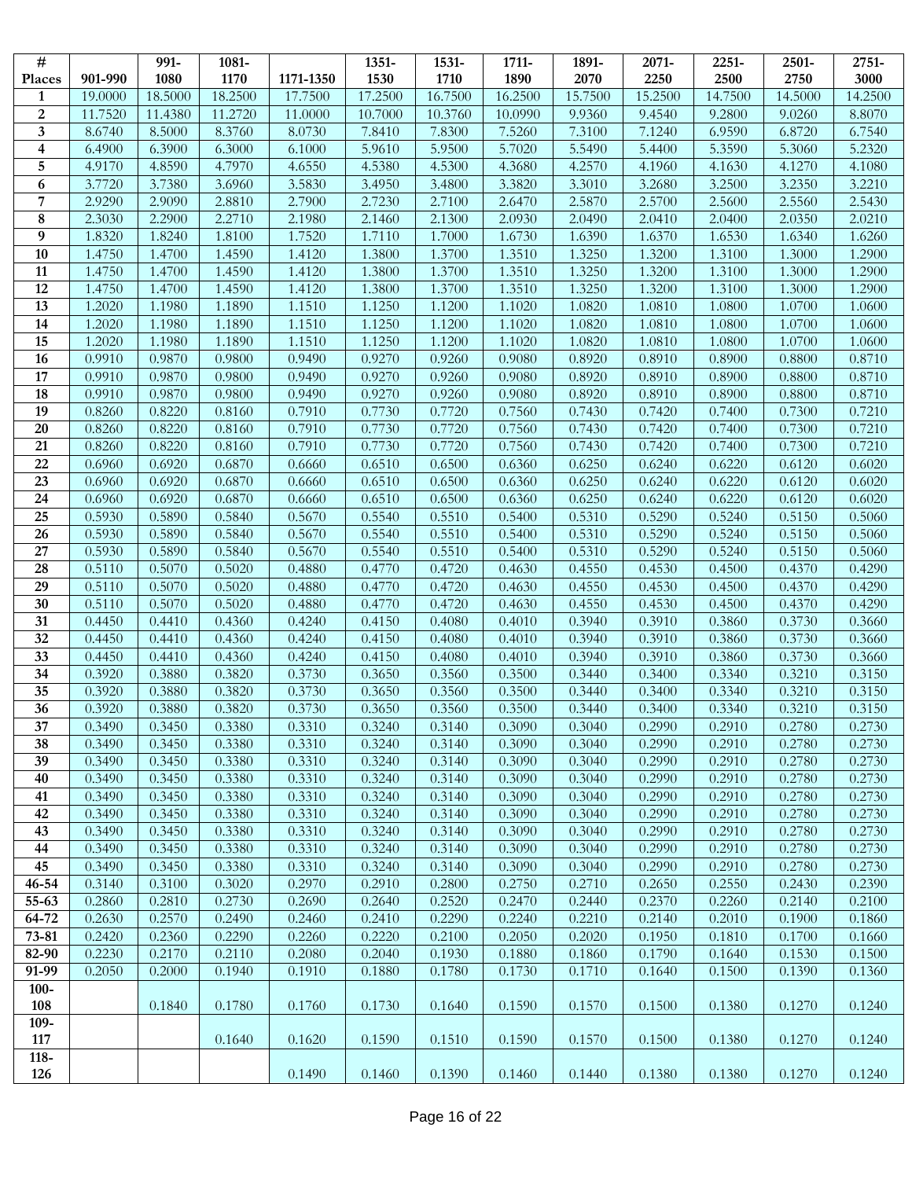| # Places | 901-990 | 991-1080 | 1081-1170 | 1171-1350 | 1351-1530 | 1531-1710 | 1711-1890 | 1891-2070 | 2071-2250 | 2251-2500 | 2501-2750 | 2751-3000 |
|---|---|---|---|---|---|---|---|---|---|---|---|---|
| 1 | 19.0000 | 18.5000 | 18.2500 | 17.7500 | 17.2500 | 16.7500 | 16.2500 | 15.7500 | 15.2500 | 14.7500 | 14.5000 | 14.2500 |
| 2 | 11.7520 | 11.4380 | 11.2720 | 11.0000 | 10.7000 | 10.3760 | 10.0990 | 9.9360 | 9.4540 | 9.2800 | 9.0260 | 8.8070 |
| 3 | 8.6740 | 8.5000 | 8.3760 | 8.0730 | 7.8410 | 7.8300 | 7.5260 | 7.3100 | 7.1240 | 6.9590 | 6.8720 | 6.7540 |
| 4 | 6.4900 | 6.3900 | 6.3000 | 6.1000 | 5.9610 | 5.9500 | 5.7020 | 5.5490 | 5.4400 | 5.3590 | 5.3060 | 5.2320 |
| 5 | 4.9170 | 4.8590 | 4.7970 | 4.6550 | 4.5380 | 4.5300 | 4.3680 | 4.2570 | 4.1960 | 4.1630 | 4.1270 | 4.1080 |
| 6 | 3.7720 | 3.7380 | 3.6960 | 3.5830 | 3.4950 | 3.4800 | 3.3820 | 3.3010 | 3.2680 | 3.2500 | 3.2350 | 3.2210 |
| 7 | 2.9290 | 2.9090 | 2.8810 | 2.7900 | 2.7230 | 2.7100 | 2.6470 | 2.5870 | 2.5700 | 2.5600 | 2.5560 | 2.5430 |
| 8 | 2.3030 | 2.2900 | 2.2710 | 2.1980 | 2.1460 | 2.1300 | 2.0930 | 2.0490 | 2.0410 | 2.0400 | 2.0350 | 2.0210 |
| 9 | 1.8320 | 1.8240 | 1.8100 | 1.7520 | 1.7110 | 1.7000 | 1.6730 | 1.6390 | 1.6370 | 1.6530 | 1.6340 | 1.6260 |
| 10 | 1.4750 | 1.4700 | 1.4590 | 1.4120 | 1.3800 | 1.3700 | 1.3510 | 1.3250 | 1.3200 | 1.3100 | 1.3000 | 1.2900 |
| 11 | 1.4750 | 1.4700 | 1.4590 | 1.4120 | 1.3800 | 1.3700 | 1.3510 | 1.3250 | 1.3200 | 1.3100 | 1.3000 | 1.2900 |
| 12 | 1.4750 | 1.4700 | 1.4590 | 1.4120 | 1.3800 | 1.3700 | 1.3510 | 1.3250 | 1.3200 | 1.3100 | 1.3000 | 1.2900 |
| 13 | 1.2020 | 1.1980 | 1.1890 | 1.1510 | 1.1250 | 1.1200 | 1.1020 | 1.0820 | 1.0810 | 1.0800 | 1.0700 | 1.0600 |
| 14 | 1.2020 | 1.1980 | 1.1890 | 1.1510 | 1.1250 | 1.1200 | 1.1020 | 1.0820 | 1.0810 | 1.0800 | 1.0700 | 1.0600 |
| 15 | 1.2020 | 1.1980 | 1.1890 | 1.1510 | 1.1250 | 1.1200 | 1.1020 | 1.0820 | 1.0810 | 1.0800 | 1.0700 | 1.0600 |
| 16 | 0.9910 | 0.9870 | 0.9800 | 0.9490 | 0.9270 | 0.9260 | 0.9080 | 0.8920 | 0.8910 | 0.8900 | 0.8800 | 0.8710 |
| 17 | 0.9910 | 0.9870 | 0.9800 | 0.9490 | 0.9270 | 0.9260 | 0.9080 | 0.8920 | 0.8910 | 0.8900 | 0.8800 | 0.8710 |
| 18 | 0.9910 | 0.9870 | 0.9800 | 0.9490 | 0.9270 | 0.9260 | 0.9080 | 0.8920 | 0.8910 | 0.8900 | 0.8800 | 0.8710 |
| 19 | 0.8260 | 0.8220 | 0.8160 | 0.7910 | 0.7730 | 0.7720 | 0.7560 | 0.7430 | 0.7420 | 0.7400 | 0.7300 | 0.7210 |
| 20 | 0.8260 | 0.8220 | 0.8160 | 0.7910 | 0.7730 | 0.7720 | 0.7560 | 0.7430 | 0.7420 | 0.7400 | 0.7300 | 0.7210 |
| 21 | 0.8260 | 0.8220 | 0.8160 | 0.7910 | 0.7730 | 0.7720 | 0.7560 | 0.7430 | 0.7420 | 0.7400 | 0.7300 | 0.7210 |
| 22 | 0.6960 | 0.6920 | 0.6870 | 0.6660 | 0.6510 | 0.6500 | 0.6360 | 0.6250 | 0.6240 | 0.6220 | 0.6120 | 0.6020 |
| 23 | 0.6960 | 0.6920 | 0.6870 | 0.6660 | 0.6510 | 0.6500 | 0.6360 | 0.6250 | 0.6240 | 0.6220 | 0.6120 | 0.6020 |
| 24 | 0.6960 | 0.6920 | 0.6870 | 0.6660 | 0.6510 | 0.6500 | 0.6360 | 0.6250 | 0.6240 | 0.6220 | 0.6120 | 0.6020 |
| 25 | 0.5930 | 0.5890 | 0.5840 | 0.5670 | 0.5540 | 0.5510 | 0.5400 | 0.5310 | 0.5290 | 0.5240 | 0.5150 | 0.5060 |
| 26 | 0.5930 | 0.5890 | 0.5840 | 0.5670 | 0.5540 | 0.5510 | 0.5400 | 0.5310 | 0.5290 | 0.5240 | 0.5150 | 0.5060 |
| 27 | 0.5930 | 0.5890 | 0.5840 | 0.5670 | 0.5540 | 0.5510 | 0.5400 | 0.5310 | 0.5290 | 0.5240 | 0.5150 | 0.5060 |
| 28 | 0.5110 | 0.5070 | 0.5020 | 0.4880 | 0.4770 | 0.4720 | 0.4630 | 0.4550 | 0.4530 | 0.4500 | 0.4370 | 0.4290 |
| 29 | 0.5110 | 0.5070 | 0.5020 | 0.4880 | 0.4770 | 0.4720 | 0.4630 | 0.4550 | 0.4530 | 0.4500 | 0.4370 | 0.4290 |
| 30 | 0.5110 | 0.5070 | 0.5020 | 0.4880 | 0.4770 | 0.4720 | 0.4630 | 0.4550 | 0.4530 | 0.4500 | 0.4370 | 0.4290 |
| 31 | 0.4450 | 0.4410 | 0.4360 | 0.4240 | 0.4150 | 0.4080 | 0.4010 | 0.3940 | 0.3910 | 0.3860 | 0.3730 | 0.3660 |
| 32 | 0.4450 | 0.4410 | 0.4360 | 0.4240 | 0.4150 | 0.4080 | 0.4010 | 0.3940 | 0.3910 | 0.3860 | 0.3730 | 0.3660 |
| 33 | 0.4450 | 0.4410 | 0.4360 | 0.4240 | 0.4150 | 0.4080 | 0.4010 | 0.3940 | 0.3910 | 0.3860 | 0.3730 | 0.3660 |
| 34 | 0.3920 | 0.3880 | 0.3820 | 0.3730 | 0.3650 | 0.3560 | 0.3500 | 0.3440 | 0.3400 | 0.3340 | 0.3210 | 0.3150 |
| 35 | 0.3920 | 0.3880 | 0.3820 | 0.3730 | 0.3650 | 0.3560 | 0.3500 | 0.3440 | 0.3400 | 0.3340 | 0.3210 | 0.3150 |
| 36 | 0.3920 | 0.3880 | 0.3820 | 0.3730 | 0.3650 | 0.3560 | 0.3500 | 0.3440 | 0.3400 | 0.3340 | 0.3210 | 0.3150 |
| 37 | 0.3490 | 0.3450 | 0.3380 | 0.3310 | 0.3240 | 0.3140 | 0.3090 | 0.3040 | 0.2990 | 0.2910 | 0.2780 | 0.2730 |
| 38 | 0.3490 | 0.3450 | 0.3380 | 0.3310 | 0.3240 | 0.3140 | 0.3090 | 0.3040 | 0.2990 | 0.2910 | 0.2780 | 0.2730 |
| 39 | 0.3490 | 0.3450 | 0.3380 | 0.3310 | 0.3240 | 0.3140 | 0.3090 | 0.3040 | 0.2990 | 0.2910 | 0.2780 | 0.2730 |
| 40 | 0.3490 | 0.3450 | 0.3380 | 0.3310 | 0.3240 | 0.3140 | 0.3090 | 0.3040 | 0.2990 | 0.2910 | 0.2780 | 0.2730 |
| 41 | 0.3490 | 0.3450 | 0.3380 | 0.3310 | 0.3240 | 0.3140 | 0.3090 | 0.3040 | 0.2990 | 0.2910 | 0.2780 | 0.2730 |
| 42 | 0.3490 | 0.3450 | 0.3380 | 0.3310 | 0.3240 | 0.3140 | 0.3090 | 0.3040 | 0.2990 | 0.2910 | 0.2780 | 0.2730 |
| 43 | 0.3490 | 0.3450 | 0.3380 | 0.3310 | 0.3240 | 0.3140 | 0.3090 | 0.3040 | 0.2990 | 0.2910 | 0.2780 | 0.2730 |
| 44 | 0.3490 | 0.3450 | 0.3380 | 0.3310 | 0.3240 | 0.3140 | 0.3090 | 0.3040 | 0.2990 | 0.2910 | 0.2780 | 0.2730 |
| 45 | 0.3490 | 0.3450 | 0.3380 | 0.3310 | 0.3240 | 0.3140 | 0.3090 | 0.3040 | 0.2990 | 0.2910 | 0.2780 | 0.2730 |
| 46-54 | 0.3140 | 0.3100 | 0.3020 | 0.2970 | 0.2910 | 0.2800 | 0.2750 | 0.2710 | 0.2650 | 0.2550 | 0.2430 | 0.2390 |
| 55-63 | 0.2860 | 0.2810 | 0.2730 | 0.2690 | 0.2640 | 0.2520 | 0.2470 | 0.2440 | 0.2370 | 0.2260 | 0.2140 | 0.2100 |
| 64-72 | 0.2630 | 0.2570 | 0.2490 | 0.2460 | 0.2410 | 0.2290 | 0.2240 | 0.2210 | 0.2140 | 0.2010 | 0.1900 | 0.1860 |
| 73-81 | 0.2420 | 0.2360 | 0.2290 | 0.2260 | 0.2220 | 0.2100 | 0.2050 | 0.2020 | 0.1950 | 0.1810 | 0.1700 | 0.1660 |
| 82-90 | 0.2230 | 0.2170 | 0.2110 | 0.2080 | 0.2040 | 0.1930 | 0.1880 | 0.1860 | 0.1790 | 0.1640 | 0.1530 | 0.1500 |
| 91-99 | 0.2050 | 0.2000 | 0.1940 | 0.1910 | 0.1880 | 0.1780 | 0.1730 | 0.1710 | 0.1640 | 0.1500 | 0.1390 | 0.1360 |
| 100-108 | | 0.1840 | 0.1780 | 0.1760 | 0.1730 | 0.1640 | 0.1590 | 0.1570 | 0.1500 | 0.1380 | 0.1270 | 0.1240 |
| 109-117 | | | 0.1640 | 0.1620 | 0.1590 | 0.1510 | 0.1590 | 0.1570 | 0.1500 | 0.1380 | 0.1270 | 0.1240 |
| 118-126 | | | | 0.1490 | 0.1460 | 0.1390 | 0.1460 | 0.1440 | 0.1380 | 0.1380 | 0.1270 | 0.1240 |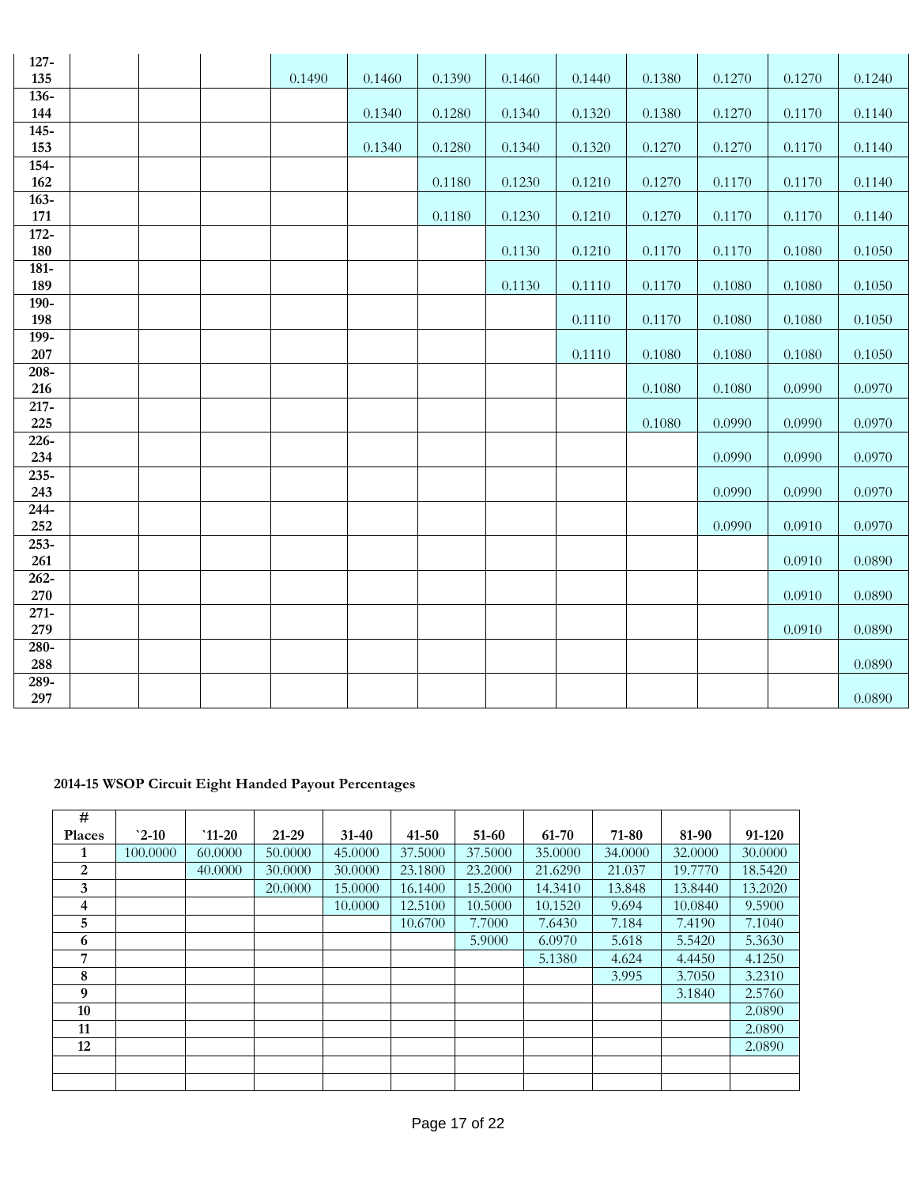| | | | | | | | | | | | | |
|---|---|---|---|---|---|---|---|---|---|---|---|---|
| 127-135 | | | | 0.1490 | 0.1460 | 0.1390 | 0.1460 | 0.1440 | 0.1380 | 0.1270 | 0.1270 | 0.1240 |
| 136-144 | | | | | 0.1340 | 0.1280 | 0.1340 | 0.1320 | 0.1380 | 0.1270 | 0.1170 | 0.1140 |
| 145-153 | | | | | 0.1340 | 0.1280 | 0.1340 | 0.1320 | 0.1270 | 0.1270 | 0.1170 | 0.1140 |
| 154-162 | | | | | | 0.1180 | 0.1230 | 0.1210 | 0.1270 | 0.1170 | 0.1170 | 0.1140 |
| 163-171 | | | | | | 0.1180 | 0.1230 | 0.1210 | 0.1270 | 0.1170 | 0.1170 | 0.1140 |
| 172-180 | | | | | | | 0.1130 | 0.1210 | 0.1170 | 0.1170 | 0.1080 | 0.1050 |
| 181-189 | | | | | | | 0.1130 | 0.1110 | 0.1170 | 0.1080 | 0.1080 | 0.1050 |
| 190-198 | | | | | | | | 0.1110 | 0.1170 | 0.1080 | 0.1080 | 0.1050 |
| 199-207 | | | | | | | | 0.1110 | 0.1080 | 0.1080 | 0.1080 | 0.1050 |
| 208-216 | | | | | | | | | 0.1080 | 0.1080 | 0.0990 | 0.0970 |
| 217-225 | | | | | | | | | 0.1080 | 0.0990 | 0.0990 | 0.0970 |
| 226-234 | | | | | | | | | | 0.0990 | 0.0990 | 0.0970 |
| 235-243 | | | | | | | | | | 0.0990 | 0.0990 | 0.0970 |
| 244-252 | | | | | | | | | | 0.0990 | 0.0910 | 0.0970 |
| 253-261 | | | | | | | | | | | 0.0910 | 0.0890 |
| 262-270 | | | | | | | | | | | 0.0910 | 0.0890 |
| 271-279 | | | | | | | | | | | 0.0910 | 0.0890 |
| 280-288 | | | | | | | | | | | | 0.0890 |
| 289-297 | | | | | | | | | | | | 0.0890 |

**2014-15 WSOP Circuit Eight Handed Payout Percentages**

| # Places | `2-10 | `11-20 | 21-29 | 31-40 | 41-50 | 51-60 | 61-70 | 71-80 | 81-90 | 91-120 |
|---|---|---|---|---|---|---|---|---|---|---|
| 1 | 100.0000 | 60.0000 | 50.0000 | 45.0000 | 37.5000 | 37.5000 | 35.0000 | 34.0000 | 32.0000 | 30.0000 |
| 2 | | 40.0000 | 30.0000 | 30.0000 | 23.1800 | 23.2000 | 21.6290 | 21.037 | 19.7770 | 18.5420 |
| 3 | | | 20.0000 | 15.0000 | 16.1400 | 15.2000 | 14.3410 | 13.848 | 13.8440 | 13.2020 |
| 4 | | | | 10.0000 | 12.5100 | 10.5000 | 10.1520 | 9.694 | 10.0840 | 9.5900 |
| 5 | | | | | 10.6700 | 7.7000 | 7.6430 | 7.184 | 7.4190 | 7.1040 |
| 6 | | | | | | 5.9000 | 6.0970 | 5.618 | 5.5420 | 5.3630 |
| 7 | | | | | | | 5.1380 | 4.624 | 4.4450 | 4.1250 |
| 8 | | | | | | | | 3.995 | 3.7050 | 3.2310 |
| 9 | | | | | | | | | 3.1840 | 2.5760 |
| 10 | | | | | | | | | | 2.0890 |
| 11 | | | | | | | | | | 2.0890 |
| 12 | | | | | | | | | | 2.0890 |
| | | | | | | | | | | |
| | | | | | | | | | | |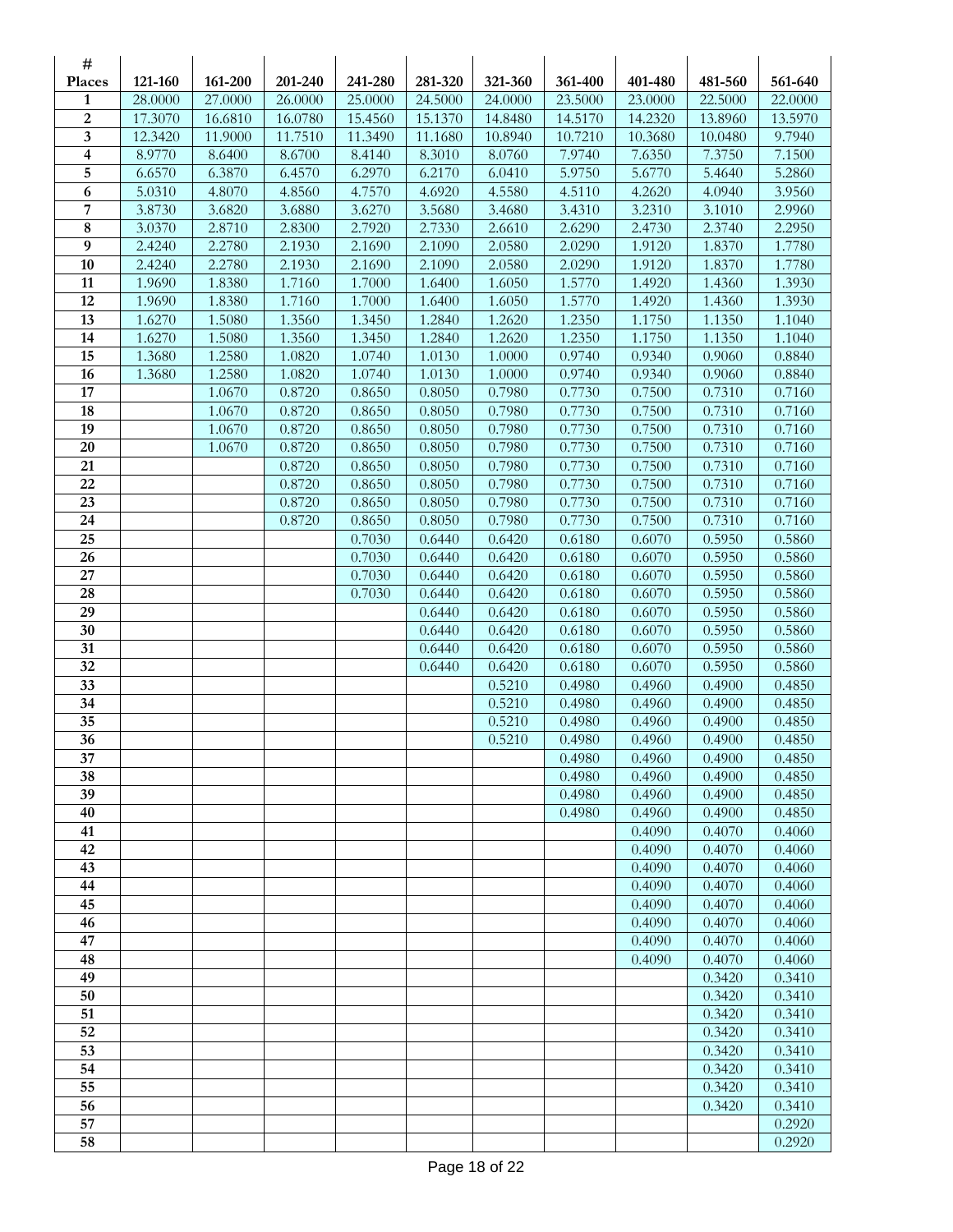| # Places | 121-160 | 161-200 | 201-240 | 241-280 | 281-320 | 321-360 | 361-400 | 401-480 | 481-560 | 561-640 |
|---|---|---|---|---|---|---|---|---|---|---|
| 1 | 28.0000 | 27.0000 | 26.0000 | 25.0000 | 24.5000 | 24.0000 | 23.5000 | 23.0000 | 22.5000 | 22.0000 |
| 2 | 17.3070 | 16.6810 | 16.0780 | 15.4560 | 15.1370 | 14.8480 | 14.5170 | 14.2320 | 13.8960 | 13.5970 |
| 3 | 12.3420 | 11.9000 | 11.7510 | 11.3490 | 11.1680 | 10.8940 | 10.7210 | 10.3680 | 10.0480 | 9.7940 |
| 4 | 8.9770 | 8.6400 | 8.6700 | 8.4140 | 8.3010 | 8.0760 | 7.9740 | 7.6350 | 7.3750 | 7.1500 |
| 5 | 6.6570 | 6.3870 | 6.4570 | 6.2970 | 6.2170 | 6.0410 | 5.9750 | 5.6770 | 5.4640 | 5.2860 |
| 6 | 5.0310 | 4.8070 | 4.8560 | 4.7570 | 4.6920 | 4.5580 | 4.5110 | 4.2620 | 4.0940 | 3.9560 |
| 7 | 3.8730 | 3.6820 | 3.6880 | 3.6270 | 3.5680 | 3.4680 | 3.4310 | 3.2310 | 3.1010 | 2.9960 |
| 8 | 3.0370 | 2.8710 | 2.8300 | 2.7920 | 2.7330 | 2.6610 | 2.6290 | 2.4730 | 2.3740 | 2.2950 |
| 9 | 2.4240 | 2.2780 | 2.1930 | 2.1690 | 2.1090 | 2.0580 | 2.0290 | 1.9120 | 1.8370 | 1.7780 |
| 10 | 2.4240 | 2.2780 | 2.1930 | 2.1690 | 2.1090 | 2.0580 | 2.0290 | 1.9120 | 1.8370 | 1.7780 |
| 11 | 1.9690 | 1.8380 | 1.7160 | 1.7000 | 1.6400 | 1.6050 | 1.5770 | 1.4920 | 1.4360 | 1.3930 |
| 12 | 1.9690 | 1.8380 | 1.7160 | 1.7000 | 1.6400 | 1.6050 | 1.5770 | 1.4920 | 1.4360 | 1.3930 |
| 13 | 1.6270 | 1.5080 | 1.3560 | 1.3450 | 1.2840 | 1.2620 | 1.2350 | 1.1750 | 1.1350 | 1.1040 |
| 14 | 1.6270 | 1.5080 | 1.3560 | 1.3450 | 1.2840 | 1.2620 | 1.2350 | 1.1750 | 1.1350 | 1.1040 |
| 15 | 1.3680 | 1.2580 | 1.0820 | 1.0740 | 1.0130 | 1.0000 | 0.9740 | 0.9340 | 0.9060 | 0.8840 |
| 16 | 1.3680 | 1.2580 | 1.0820 | 1.0740 | 1.0130 | 1.0000 | 0.9740 | 0.9340 | 0.9060 | 0.8840 |
| 17 | | 1.0670 | 0.8720 | 0.8650 | 0.8050 | 0.7980 | 0.7730 | 0.7500 | 0.7310 | 0.7160 |
| 18 | | 1.0670 | 0.8720 | 0.8650 | 0.8050 | 0.7980 | 0.7730 | 0.7500 | 0.7310 | 0.7160 |
| 19 | | 1.0670 | 0.8720 | 0.8650 | 0.8050 | 0.7980 | 0.7730 | 0.7500 | 0.7310 | 0.7160 |
| 20 | | 1.0670 | 0.8720 | 0.8650 | 0.8050 | 0.7980 | 0.7730 | 0.7500 | 0.7310 | 0.7160 |
| 21 | | | 0.8720 | 0.8650 | 0.8050 | 0.7980 | 0.7730 | 0.7500 | 0.7310 | 0.7160 |
| 22 | | | 0.8720 | 0.8650 | 0.8050 | 0.7980 | 0.7730 | 0.7500 | 0.7310 | 0.7160 |
| 23 | | | 0.8720 | 0.8650 | 0.8050 | 0.7980 | 0.7730 | 0.7500 | 0.7310 | 0.7160 |
| 24 | | | 0.8720 | 0.8650 | 0.8050 | 0.7980 | 0.7730 | 0.7500 | 0.7310 | 0.7160 |
| 25 | | | | 0.7030 | 0.6440 | 0.6420 | 0.6180 | 0.6070 | 0.5950 | 0.5860 |
| 26 | | | | 0.7030 | 0.6440 | 0.6420 | 0.6180 | 0.6070 | 0.5950 | 0.5860 |
| 27 | | | | 0.7030 | 0.6440 | 0.6420 | 0.6180 | 0.6070 | 0.5950 | 0.5860 |
| 28 | | | | 0.7030 | 0.6440 | 0.6420 | 0.6180 | 0.6070 | 0.5950 | 0.5860 |
| 29 | | | | | 0.6440 | 0.6420 | 0.6180 | 0.6070 | 0.5950 | 0.5860 |
| 30 | | | | | 0.6440 | 0.6420 | 0.6180 | 0.6070 | 0.5950 | 0.5860 |
| 31 | | | | | 0.6440 | 0.6420 | 0.6180 | 0.6070 | 0.5950 | 0.5860 |
| 32 | | | | | 0.6440 | 0.6420 | 0.6180 | 0.6070 | 0.5950 | 0.5860 |
| 33 | | | | | | 0.5210 | 0.4980 | 0.4960 | 0.4900 | 0.4850 |
| 34 | | | | | | 0.5210 | 0.4980 | 0.4960 | 0.4900 | 0.4850 |
| 35 | | | | | | 0.5210 | 0.4980 | 0.4960 | 0.4900 | 0.4850 |
| 36 | | | | | | 0.5210 | 0.4980 | 0.4960 | 0.4900 | 0.4850 |
| 37 | | | | | | | 0.4980 | 0.4960 | 0.4900 | 0.4850 |
| 38 | | | | | | | 0.4980 | 0.4960 | 0.4900 | 0.4850 |
| 39 | | | | | | | 0.4980 | 0.4960 | 0.4900 | 0.4850 |
| 40 | | | | | | | 0.4980 | 0.4960 | 0.4900 | 0.4850 |
| 41 | | | | | | | | 0.4090 | 0.4070 | 0.4060 |
| 42 | | | | | | | | 0.4090 | 0.4070 | 0.4060 |
| 43 | | | | | | | | 0.4090 | 0.4070 | 0.4060 |
| 44 | | | | | | | | 0.4090 | 0.4070 | 0.4060 |
| 45 | | | | | | | | 0.4090 | 0.4070 | 0.4060 |
| 46 | | | | | | | | 0.4090 | 0.4070 | 0.4060 |
| 47 | | | | | | | | 0.4090 | 0.4070 | 0.4060 |
| 48 | | | | | | | | 0.4090 | 0.4070 | 0.4060 |
| 49 | | | | | | | | | 0.3420 | 0.3410 |
| 50 | | | | | | | | | 0.3420 | 0.3410 |
| 51 | | | | | | | | | 0.3420 | 0.3410 |
| 52 | | | | | | | | | 0.3420 | 0.3410 |
| 53 | | | | | | | | | 0.3420 | 0.3410 |
| 54 | | | | | | | | | 0.3420 | 0.3410 |
| 55 | | | | | | | | | 0.3420 | 0.3410 |
| 56 | | | | | | | | | 0.3420 | 0.3410 |
| 57 | | | | | | | | | | 0.2920 |
| 58 | | | | | | | | | | 0.2920 |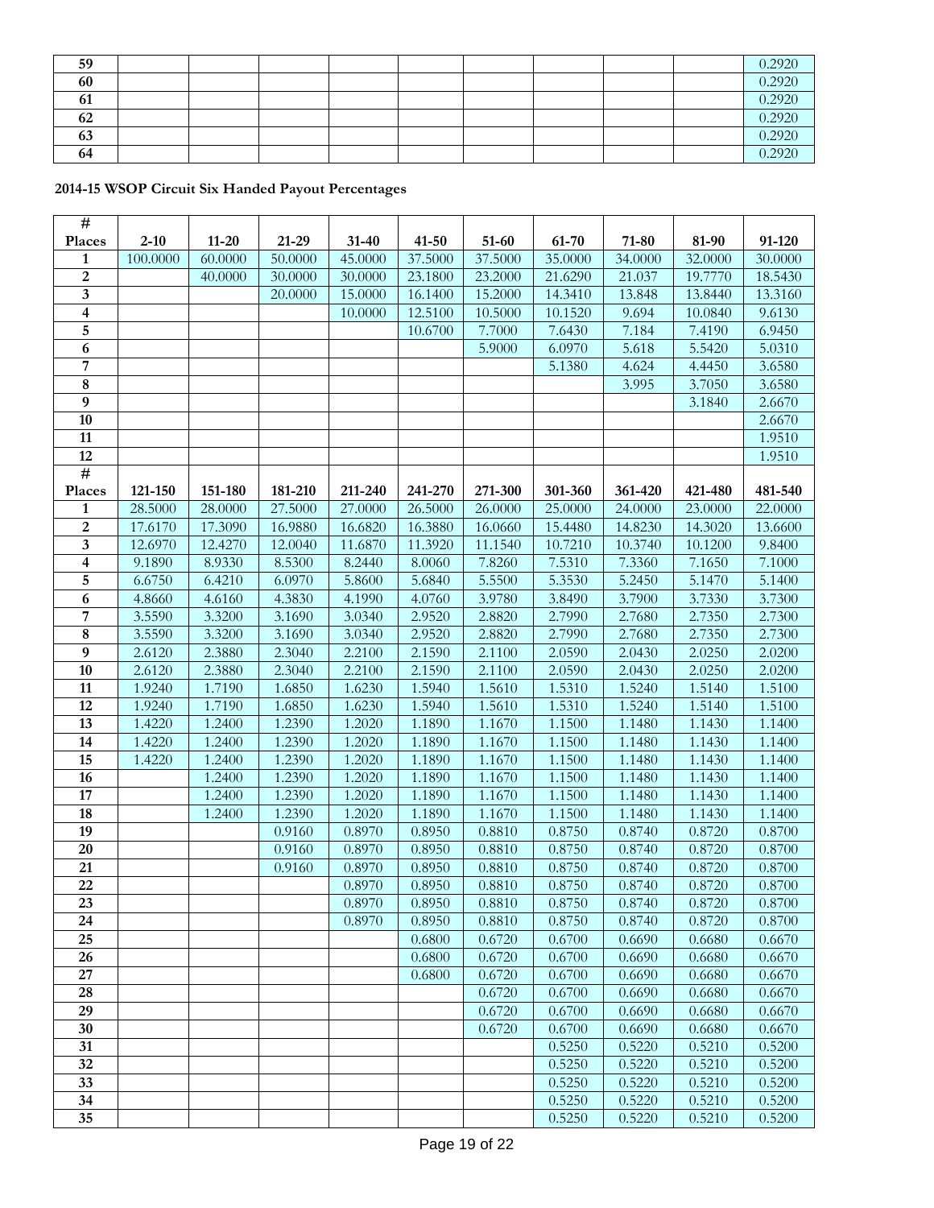| 59 | | | | | | | | | 0.2920 |
|---|---|---|---|---|---|---|---|---|---|
| 60 | | | | | | | | | 0.2920 |
| 61 | | | | | | | | | 0.2920 |
| 62 | | | | | | | | | 0.2920 |
| 63 | | | | | | | | | 0.2920 |
| 64 | | | | | | | | | 0.2920 |

**2014-15 WSOP Circuit Six Handed Payout Percentages**

| # Places | 2-10 | 11-20 | 21-29 | 31-40 | 41-50 | 51-60 | 61-70 | 71-80 | 81-90 | 91-120 |
|---|---|---|---|---|---|---|---|---|---|---|
| 1 | 100.0000 | 60.0000 | 50.0000 | 45.0000 | 37.5000 | 37.5000 | 35.0000 | 34.0000 | 32.0000 | 30.0000 |
| 2 | | 40.0000 | 30.0000 | 30.0000 | 23.1800 | 23.2000 | 21.6290 | 21.037 | 19.7770 | 18.5430 |
| 3 | | | 20.0000 | 15.0000 | 16.1400 | 15.2000 | 14.3410 | 13.848 | 13.8440 | 13.3160 |
| 4 | | | | 10.0000 | 12.5100 | 10.5000 | 10.1520 | 9.694 | 10.0840 | 9.6130 |
| 5 | | | | | 10.6700 | 7.7000 | 7.6430 | 7.184 | 7.4190 | 6.9450 |
| 6 | | | | | | 5.9000 | 6.0970 | 5.618 | 5.5420 | 5.0310 |
| 7 | | | | | | | 5.1380 | 4.624 | 4.4450 | 3.6580 |
| 8 | | | | | | | | 3.995 | 3.7050 | 3.6580 |
| 9 | | | | | | | | | 3.1840 | 2.6670 |
| 10 | | | | | | | | | | 2.6670 |
| 11 | | | | | | | | | | 1.9510 |
| 12 | | | | | | | | | | 1.9510 |
| **# Places** | **121-150** | **151-180** | **181-210** | **211-240** | **241-270** | **271-300** | **301-360** | **361-420** | **421-480** | **481-540** |
| 1 | 28.5000 | 28.0000 | 27.5000 | 27.0000 | 26.5000 | 26.0000 | 25.0000 | 24.0000 | 23.0000 | 22.0000 |
| 2 | 17.6170 | 17.3090 | 16.9880 | 16.6820 | 16.3880 | 16.0660 | 15.4480 | 14.8230 | 14.3020 | 13.6600 |
| 3 | 12.6970 | 12.4270 | 12.0040 | 11.6870 | 11.3920 | 11.1540 | 10.7210 | 10.3740 | 10.1200 | 9.8400 |
| 4 | 9.1890 | 8.9330 | 8.5300 | 8.2440 | 8.0060 | 7.8260 | 7.5310 | 7.3360 | 7.1650 | 7.1000 |
| 5 | 6.6750 | 6.4210 | 6.0970 | 5.8600 | 5.6840 | 5.5500 | 5.3530 | 5.2450 | 5.1470 | 5.1400 |
| 6 | 4.8660 | 4.6160 | 4.3830 | 4.1990 | 4.0760 | 3.9780 | 3.8490 | 3.7900 | 3.7330 | 3.7300 |
| 7 | 3.5590 | 3.3200 | 3.1690 | 3.0340 | 2.9520 | 2.8820 | 2.7990 | 2.7680 | 2.7350 | 2.7300 |
| 8 | 3.5590 | 3.3200 | 3.1690 | 3.0340 | 2.9520 | 2.8820 | 2.7990 | 2.7680 | 2.7350 | 2.7300 |
| 9 | 2.6120 | 2.3880 | 2.3040 | 2.2100 | 2.1590 | 2.1100 | 2.0590 | 2.0430 | 2.0250 | 2.0200 |
| 10 | 2.6120 | 2.3880 | 2.3040 | 2.2100 | 2.1590 | 2.1100 | 2.0590 | 2.0430 | 2.0250 | 2.0200 |
| 11 | 1.9240 | 1.7190 | 1.6850 | 1.6230 | 1.5940 | 1.5610 | 1.5310 | 1.5240 | 1.5140 | 1.5100 |
| 12 | 1.9240 | 1.7190 | 1.6850 | 1.6230 | 1.5940 | 1.5610 | 1.5310 | 1.5240 | 1.5140 | 1.5100 |
| 13 | 1.4220 | 1.2400 | 1.2390 | 1.2020 | 1.1890 | 1.1670 | 1.1500 | 1.1480 | 1.1430 | 1.1400 |
| 14 | 1.4220 | 1.2400 | 1.2390 | 1.2020 | 1.1890 | 1.1670 | 1.1500 | 1.1480 | 1.1430 | 1.1400 |
| 15 | 1.4220 | 1.2400 | 1.2390 | 1.2020 | 1.1890 | 1.1670 | 1.1500 | 1.1480 | 1.1430 | 1.1400 |
| 16 | | 1.2400 | 1.2390 | 1.2020 | 1.1890 | 1.1670 | 1.1500 | 1.1480 | 1.1430 | 1.1400 |
| 17 | | 1.2400 | 1.2390 | 1.2020 | 1.1890 | 1.1670 | 1.1500 | 1.1480 | 1.1430 | 1.1400 |
| 18 | | 1.2400 | 1.2390 | 1.2020 | 1.1890 | 1.1670 | 1.1500 | 1.1480 | 1.1430 | 1.1400 |
| 19 | | | 0.9160 | 0.8970 | 0.8950 | 0.8810 | 0.8750 | 0.8740 | 0.8720 | 0.8700 |
| 20 | | | 0.9160 | 0.8970 | 0.8950 | 0.8810 | 0.8750 | 0.8740 | 0.8720 | 0.8700 |
| 21 | | | 0.9160 | 0.8970 | 0.8950 | 0.8810 | 0.8750 | 0.8740 | 0.8720 | 0.8700 |
| 22 | | | | 0.8970 | 0.8950 | 0.8810 | 0.8750 | 0.8740 | 0.8720 | 0.8700 |
| 23 | | | | 0.8970 | 0.8950 | 0.8810 | 0.8750 | 0.8740 | 0.8720 | 0.8700 |
| 24 | | | | 0.8970 | 0.8950 | 0.8810 | 0.8750 | 0.8740 | 0.8720 | 0.8700 |
| 25 | | | | | 0.6800 | 0.6720 | 0.6700 | 0.6690 | 0.6680 | 0.6670 |
| 26 | | | | | 0.6800 | 0.6720 | 0.6700 | 0.6690 | 0.6680 | 0.6670 |
| 27 | | | | | 0.6800 | 0.6720 | 0.6700 | 0.6690 | 0.6680 | 0.6670 |
| 28 | | | | | | 0.6720 | 0.6700 | 0.6690 | 0.6680 | 0.6670 |
| 29 | | | | | | 0.6720 | 0.6700 | 0.6690 | 0.6680 | 0.6670 |
| 30 | | | | | | 0.6720 | 0.6700 | 0.6690 | 0.6680 | 0.6670 |
| 31 | | | | | | | 0.5250 | 0.5220 | 0.5210 | 0.5200 |
| 32 | | | | | | | 0.5250 | 0.5220 | 0.5210 | 0.5200 |
| 33 | | | | | | | 0.5250 | 0.5220 | 0.5210 | 0.5200 |
| 34 | | | | | | | 0.5250 | 0.5220 | 0.5210 | 0.5200 |
| 35 | | | | | | | 0.5250 | 0.5220 | 0.5210 | 0.5200 |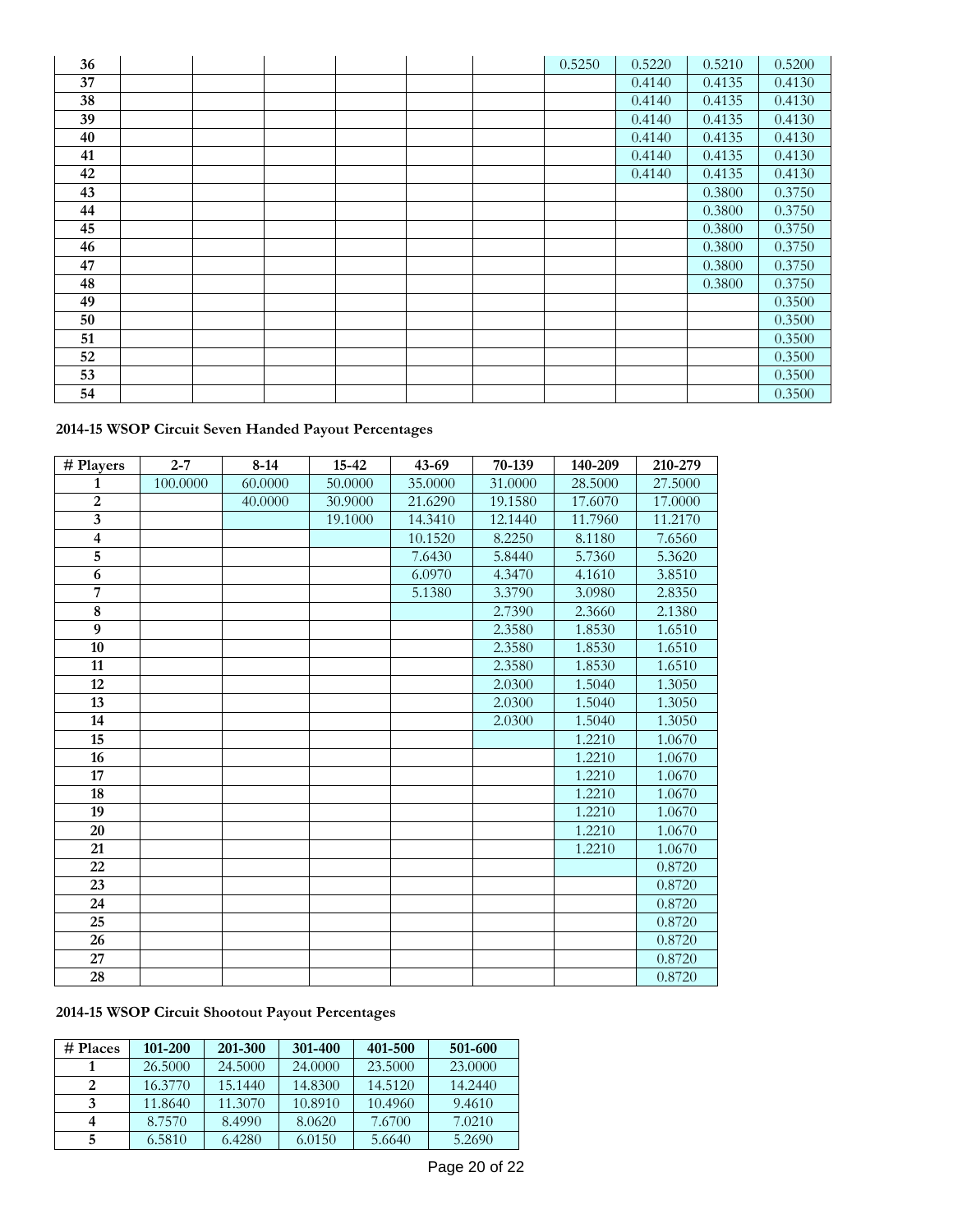| | | | | | | | | | | |
|---|---|---|---|---|---|---|---|---|---|---|
| **36** | | | | | | | 0.5250 | 0.5220 | 0.5210 | 0.5200 |
| **37** | | | | | | | | 0.4140 | 0.4135 | 0.4130 |
| **38** | | | | | | | | 0.4140 | 0.4135 | 0.4130 |
| **39** | | | | | | | | 0.4140 | 0.4135 | 0.4130 |
| **40** | | | | | | | | 0.4140 | 0.4135 | 0.4130 |
| **41** | | | | | | | | 0.4140 | 0.4135 | 0.4130 |
| **42** | | | | | | | | 0.4140 | 0.4135 | 0.4130 |
| **43** | | | | | | | | | 0.3800 | 0.3750 |
| **44** | | | | | | | | | 0.3800 | 0.3750 |
| **45** | | | | | | | | | 0.3800 | 0.3750 |
| **46** | | | | | | | | | 0.3800 | 0.3750 |
| **47** | | | | | | | | | 0.3800 | 0.3750 |
| **48** | | | | | | | | | 0.3800 | 0.3750 |
| **49** | | | | | | | | | | 0.3500 |
| **50** | | | | | | | | | | 0.3500 |
| **51** | | | | | | | | | | 0.3500 |
| **52** | | | | | | | | | | 0.3500 |
| **53** | | | | | | | | | | 0.3500 |
| **54** | | | | | | | | | | 0.3500 |

**2014-15 WSOP Circuit Seven Handed Payout Percentages**

| # Players | 2-7 | 8-14 | 15-42 | 43-69 | 70-139 | 140-209 | 210-279 |
|---|---|---|---|---|---|---|---|
| **1** | 100.0000 | 60.0000 | 50.0000 | 35.0000 | 31.0000 | 28.5000 | 27.5000 |
| **2** | | 40.0000 | 30.9000 | 21.6290 | 19.1580 | 17.6070 | 17.0000 |
| **3** | | | 19.1000 | 14.3410 | 12.1440 | 11.7960 | 11.2170 |
| **4** | | | | 10.1520 | 8.2250 | 8.1180 | 7.6560 |
| **5** | | | | 7.6430 | 5.8440 | 5.7360 | 5.3620 |
| **6** | | | | 6.0970 | 4.3470 | 4.1610 | 3.8510 |
| **7** | | | | 5.1380 | 3.3790 | 3.0980 | 2.8350 |
| **8** | | | | | 2.7390 | 2.3660 | 2.1380 |
| **9** | | | | | 2.3580 | 1.8530 | 1.6510 |
| **10** | | | | | 2.3580 | 1.8530 | 1.6510 |
| **11** | | | | | 2.3580 | 1.8530 | 1.6510 |
| **12** | | | | | 2.0300 | 1.5040 | 1.3050 |
| **13** | | | | | 2.0300 | 1.5040 | 1.3050 |
| **14** | | | | | 2.0300 | 1.5040 | 1.3050 |
| **15** | | | | | | 1.2210 | 1.0670 |
| **16** | | | | | | 1.2210 | 1.0670 |
| **17** | | | | | | 1.2210 | 1.0670 |
| **18** | | | | | | 1.2210 | 1.0670 |
| **19** | | | | | | 1.2210 | 1.0670 |
| **20** | | | | | | 1.2210 | 1.0670 |
| **21** | | | | | | 1.2210 | 1.0670 |
| **22** | | | | | | | 0.8720 |
| **23** | | | | | | | 0.8720 |
| **24** | | | | | | | 0.8720 |
| **25** | | | | | | | 0.8720 |
| **26** | | | | | | | 0.8720 |
| **27** | | | | | | | 0.8720 |
| **28** | | | | | | | 0.8720 |

**2014-15 WSOP Circuit Shootout Payout Percentages**

| # Places | 101-200 | 201-300 | 301-400 | 401-500 | 501-600 |
|---|---|---|---|---|---|
| **1** | 26.5000 | 24.5000 | 24.0000 | 23.5000 | 23.0000 |
| **2** | 16.3770 | 15.1440 | 14.8300 | 14.5120 | 14.2440 |
| **3** | 11.8640 | 11.3070 | 10.8910 | 10.4960 | 9.4610 |
| **4** | 8.7570 | 8.4990 | 8.0620 | 7.6700 | 7.0210 |
| **5** | 6.5810 | 6.4280 | 6.0150 | 5.6640 | 5.2690 |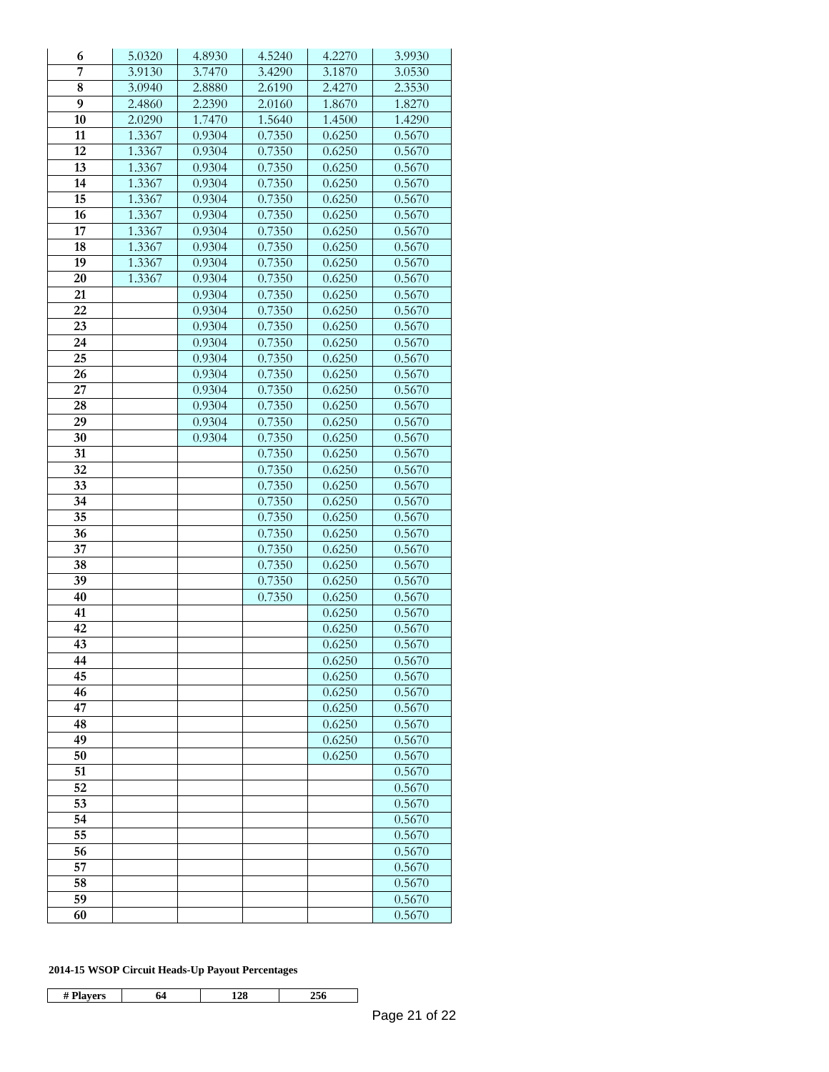| | | | | | |
|---|---|---|---|---|---|
| **6** | 5.0320 | 4.8930 | 4.5240 | 4.2270 | 3.9930 |
| **7** | 3.9130 | 3.7470 | 3.4290 | 3.1870 | 3.0530 |
| **8** | 3.0940 | 2.8880 | 2.6190 | 2.4270 | 2.3530 |
| **9** | 2.4860 | 2.2390 | 2.0160 | 1.8670 | 1.8270 |
| **10** | 2.0290 | 1.7470 | 1.5640 | 1.4500 | 1.4290 |
| **11** | 1.3367 | 0.9304 | 0.7350 | 0.6250 | 0.5670 |
| **12** | 1.3367 | 0.9304 | 0.7350 | 0.6250 | 0.5670 |
| **13** | 1.3367 | 0.9304 | 0.7350 | 0.6250 | 0.5670 |
| **14** | 1.3367 | 0.9304 | 0.7350 | 0.6250 | 0.5670 |
| **15** | 1.3367 | 0.9304 | 0.7350 | 0.6250 | 0.5670 |
| **16** | 1.3367 | 0.9304 | 0.7350 | 0.6250 | 0.5670 |
| **17** | 1.3367 | 0.9304 | 0.7350 | 0.6250 | 0.5670 |
| **18** | 1.3367 | 0.9304 | 0.7350 | 0.6250 | 0.5670 |
| **19** | 1.3367 | 0.9304 | 0.7350 | 0.6250 | 0.5670 |
| **20** | 1.3367 | 0.9304 | 0.7350 | 0.6250 | 0.5670 |
| **21** | | 0.9304 | 0.7350 | 0.6250 | 0.5670 |
| **22** | | 0.9304 | 0.7350 | 0.6250 | 0.5670 |
| **23** | | 0.9304 | 0.7350 | 0.6250 | 0.5670 |
| **24** | | 0.9304 | 0.7350 | 0.6250 | 0.5670 |
| **25** | | 0.9304 | 0.7350 | 0.6250 | 0.5670 |
| **26** | | 0.9304 | 0.7350 | 0.6250 | 0.5670 |
| **27** | | 0.9304 | 0.7350 | 0.6250 | 0.5670 |
| **28** | | 0.9304 | 0.7350 | 0.6250 | 0.5670 |
| **29** | | 0.9304 | 0.7350 | 0.6250 | 0.5670 |
| **30** | | 0.9304 | 0.7350 | 0.6250 | 0.5670 |
| **31** | | | 0.7350 | 0.6250 | 0.5670 |
| **32** | | | 0.7350 | 0.6250 | 0.5670 |
| **33** | | | 0.7350 | 0.6250 | 0.5670 |
| **34** | | | 0.7350 | 0.6250 | 0.5670 |
| **35** | | | 0.7350 | 0.6250 | 0.5670 |
| **36** | | | 0.7350 | 0.6250 | 0.5670 |
| **37** | | | 0.7350 | 0.6250 | 0.5670 |
| **38** | | | 0.7350 | 0.6250 | 0.5670 |
| **39** | | | 0.7350 | 0.6250 | 0.5670 |
| **40** | | | 0.7350 | 0.6250 | 0.5670 |
| **41** | | | | 0.6250 | 0.5670 |
| **42** | | | | 0.6250 | 0.5670 |
| **43** | | | | 0.6250 | 0.5670 |
| **44** | | | | 0.6250 | 0.5670 |
| **45** | | | | 0.6250 | 0.5670 |
| **46** | | | | 0.6250 | 0.5670 |
| **47** | | | | 0.6250 | 0.5670 |
| **48** | | | | 0.6250 | 0.5670 |
| **49** | | | | 0.6250 | 0.5670 |
| **50** | | | | 0.6250 | 0.5670 |
| **51** | | | | | 0.5670 |
| **52** | | | | | 0.5670 |
| **53** | | | | | 0.5670 |
| **54** | | | | | 0.5670 |
| **55** | | | | | 0.5670 |
| **56** | | | | | 0.5670 |
| **57** | | | | | 0.5670 |
| **58** | | | | | 0.5670 |
| **59** | | | | | 0.5670 |
| **60** | | | | | 0.5670 |

**2014-15 WSOP Circuit Heads-Up Payout Percentages**

| # Players | 64 | 128 | 256 |
|---|---|---|---|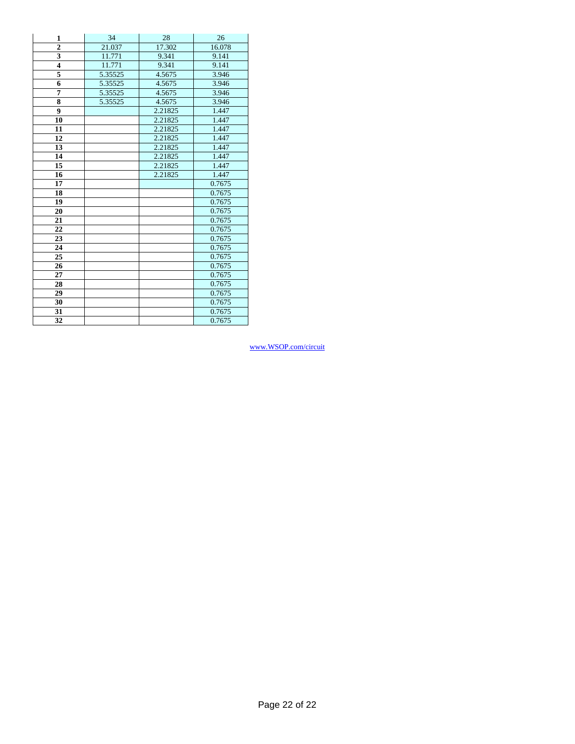| | | | |
|---|---|---|---|
| **1** | 34 | 28 | 26 |
| **2** | 21.037 | 17.302 | 16.078 |
| **3** | 11.771 | 9.341 | 9.141 |
| **4** | 11.771 | 9.341 | 9.141 |
| **5** | 5.35525 | 4.5675 | 3.946 |
| **6** | 5.35525 | 4.5675 | 3.946 |
| **7** | 5.35525 | 4.5675 | 3.946 |
| **8** | 5.35525 | 4.5675 | 3.946 |
| **9** | | 2.21825 | 1.447 |
| **10** | | 2.21825 | 1.447 |
| **11** | | 2.21825 | 1.447 |
| **12** | | 2.21825 | 1.447 |
| **13** | | 2.21825 | 1.447 |
| **14** | | 2.21825 | 1.447 |
| **15** | | 2.21825 | 1.447 |
| **16** | | 2.21825 | 1.447 |
| **17** | | | 0.7675 |
| **18** | | | 0.7675 |
| **19** | | | 0.7675 |
| **20** | | | 0.7675 |
| **21** | | | 0.7675 |
| **22** | | | 0.7675 |
| **23** | | | 0.7675 |
| **24** | | | 0.7675 |
| **25** | | | 0.7675 |
| **26** | | | 0.7675 |
| **27** | | | 0.7675 |
| **28** | | | 0.7675 |
| **29** | | | 0.7675 |
| **30** | | | 0.7675 |
| **31** | | | 0.7675 |
| **32** | | | 0.7675 |

www.WSOP.com/circuit